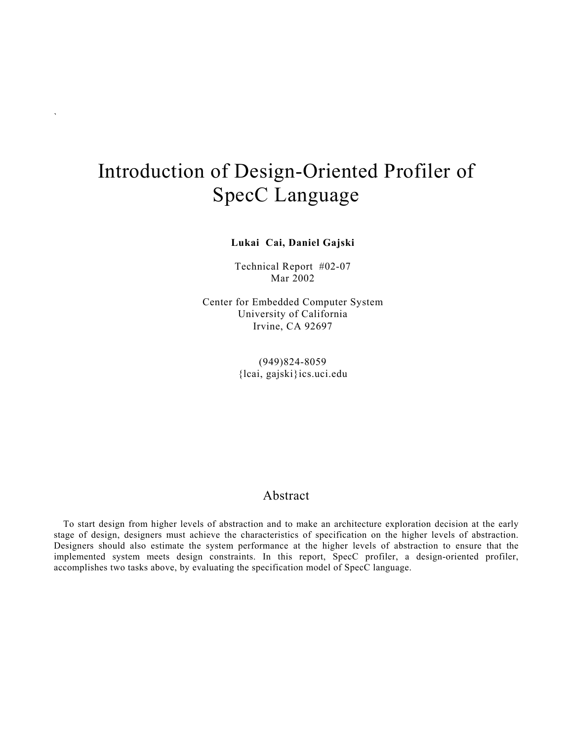# Introduction of Design-Oriented Profiler of SpecC Language

**Lukai Cai, Daniel Gajski**

Technical Report #02-07
Mar 2002

Center for Embedded Computer System
University of California
Irvine, CA 92697

(949)824-8059
{lcai, gajski}ics.uci.edu

## Abstract

To start design from higher levels of abstraction and to make an architecture exploration decision at the early stage of design, designers must achieve the characteristics of specification on the higher levels of abstraction. Designers should also estimate the system performance at the higher levels of abstraction to ensure that the implemented system meets design constraints. In this report, SpecC profiler, a design-oriented profiler, accomplishes two tasks above, by evaluating the specification model of SpecC language.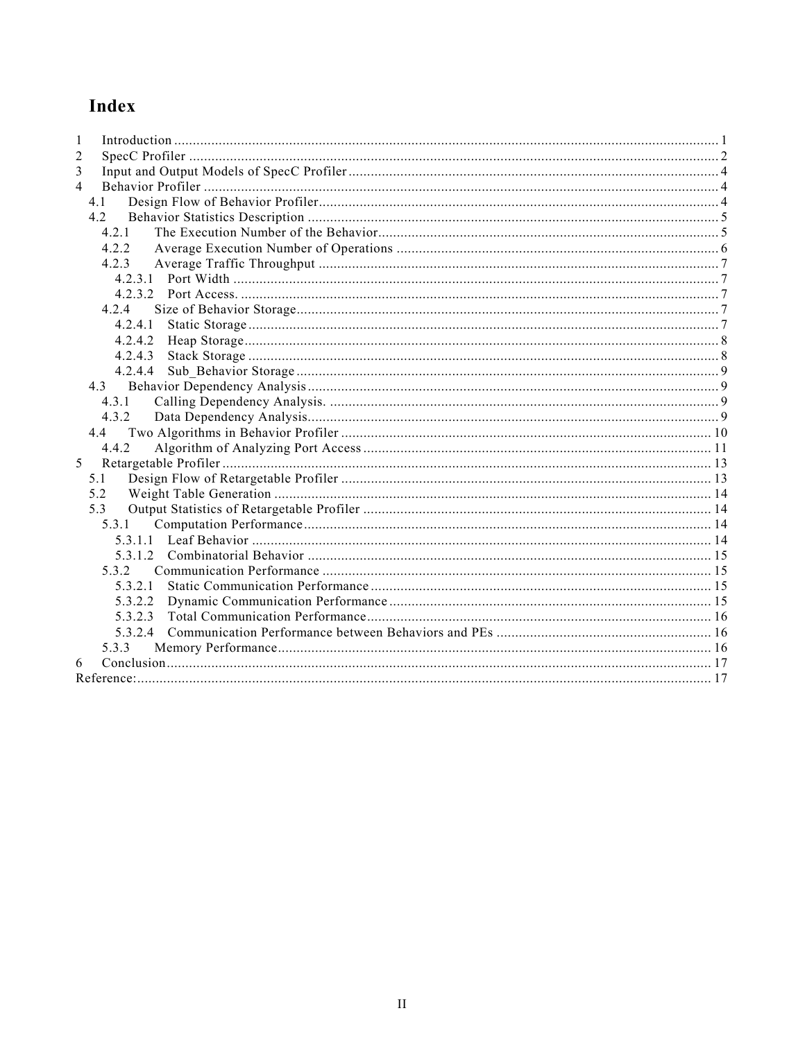# Index

1 Introduction ........ 1
2 SpecC Profiler ........ 2
3 Input and Output Models of SpecC Profiler ........ 4
4 Behavior Profiler ........ 4
  4.1 Design Flow of Behavior Profiler ........ 4
  4.2 Behavior Statistics Description ........ 5
    4.2.1 The Execution Number of the Behavior ........ 5
    4.2.2 Average Execution Number of Operations ........ 6
    4.2.3 Average Traffic Throughput ........ 7
      4.2.3.1 Port Width ........ 7
      4.2.3.2 Port Access. ........ 7
    4.2.4 Size of Behavior Storage ........ 7
      4.2.4.1 Static Storage ........ 7
      4.2.4.2 Heap Storage ........ 8
      4.2.4.3 Stack Storage ........ 8
      4.2.4.4 Sub_Behavior Storage ........ 9
  4.3 Behavior Dependency Analysis ........ 9
    4.3.1 Calling Dependency Analysis. ........ 9
    4.3.2 Data Dependency Analysis ........ 9
  4.4 Two Algorithms in Behavior Profiler ........ 10
    4.4.2 Algorithm of Analyzing Port Access ........ 11
5 Retargetable Profiler ........ 13
  5.1 Design Flow of Retargetable Profiler ........ 13
  5.2 Weight Table Generation ........ 14
  5.3 Output Statistics of Retargetable Profiler ........ 14
    5.3.1 Computation Performance ........ 14
      5.3.1.1 Leaf Behavior ........ 14
      5.3.1.2 Combinatorial Behavior ........ 15
    5.3.2 Communication Performance ........ 15
      5.3.2.1 Static Communication Performance ........ 15
      5.3.2.2 Dynamic Communication Performance ........ 15
      5.3.2.3 Total Communication Performance ........ 16
      5.3.2.4 Communication Performance between Behaviors and PEs ........ 16
    5.3.3 Memory Performance ........ 16
6 Conclusion ........ 17
Reference: ........ 17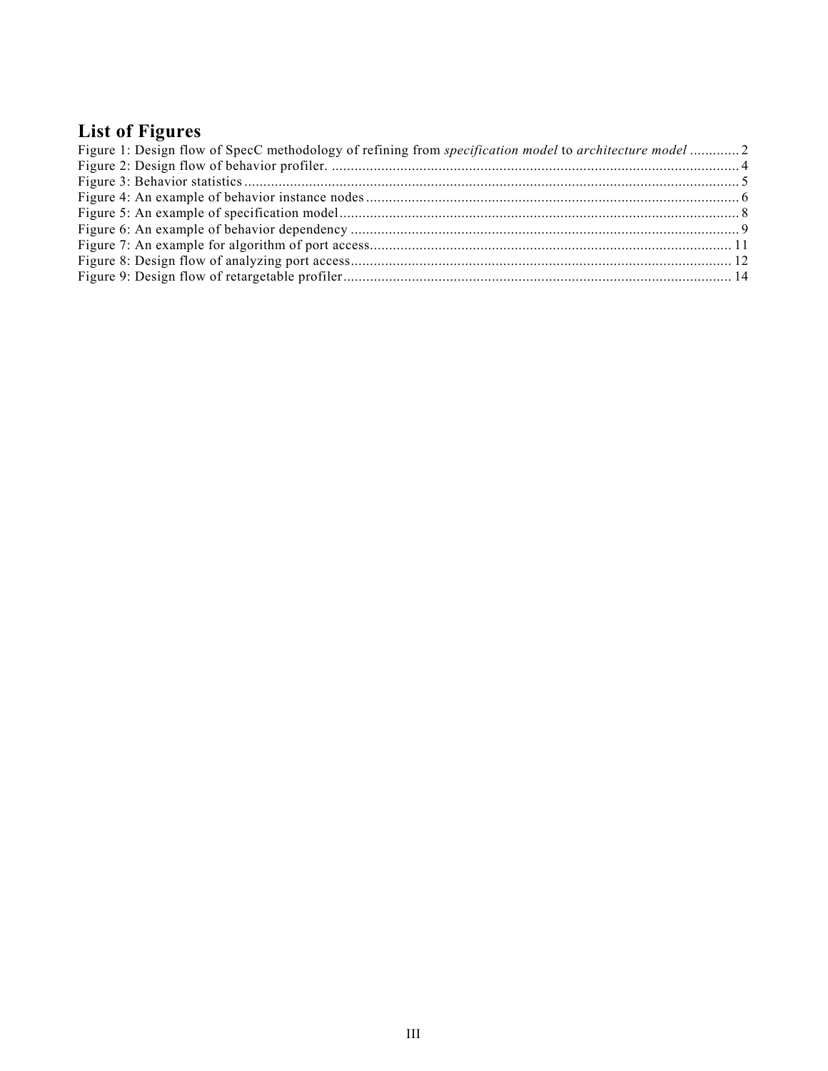## List of Figures

Figure 1: Design flow of SpecC methodology of refining from *specification model* to *architecture model* ............. 2
Figure 2: Design flow of behavior profiler. ........................................................................................................... 4
Figure 3: Behavior statistics .................................................................................................................................. 5
Figure 4: An example of behavior instance nodes .................................................................................................. 6
Figure 5: An example of specification model ......................................................................................................... 8
Figure 6: An example of behavior dependency ....................................................................................................... 9
Figure 7: An example for algorithm of port access ................................................................................................ 11
Figure 8: Design flow of analyzing port access ...................................................................................................... 12
Figure 9: Design flow of retargetable profiler ........................................................................................................ 14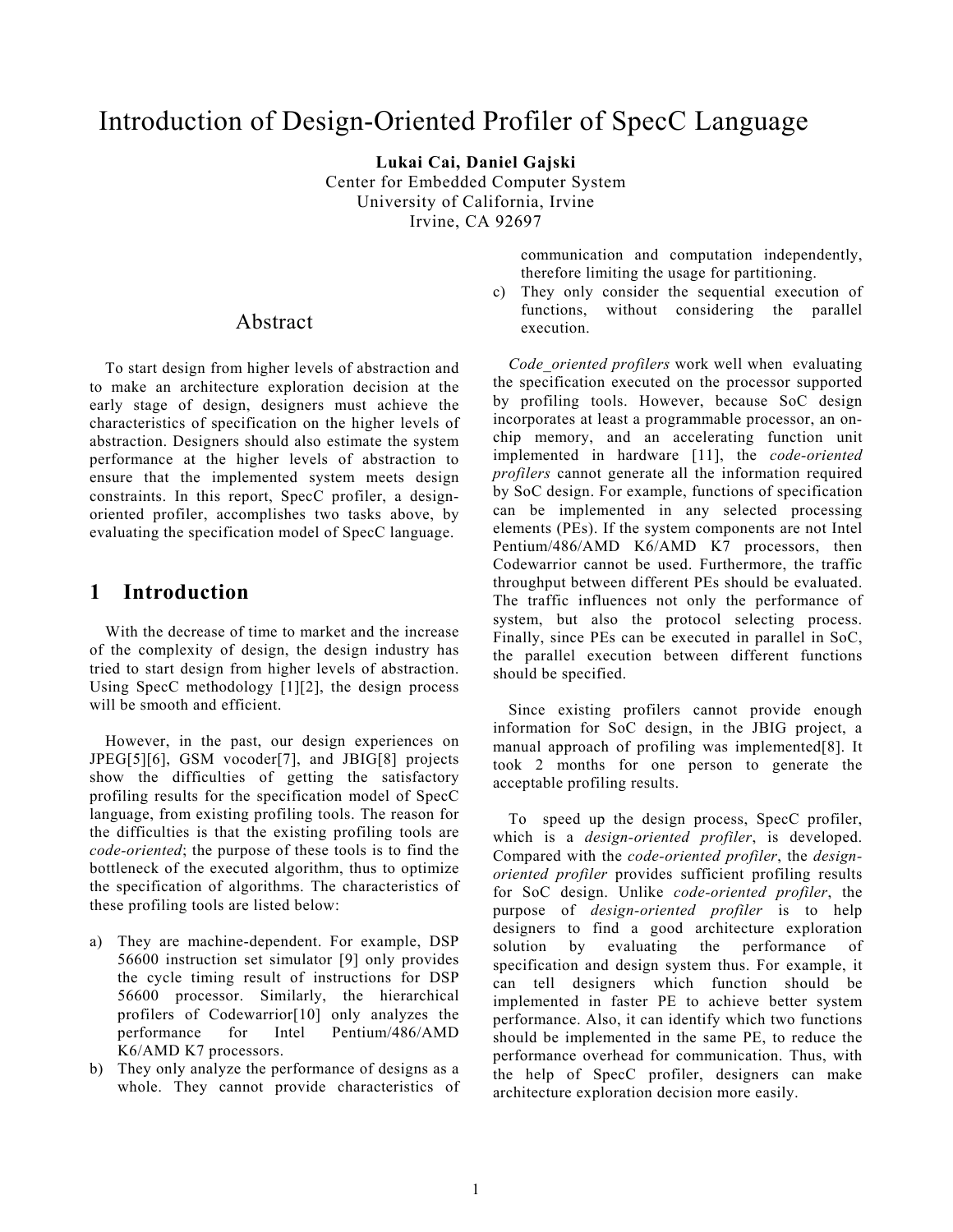# Introduction of Design-Oriented Profiler of SpecC Language

**Lukai Cai, Daniel Gajski**
Center for Embedded Computer System
University of California, Irvine
Irvine, CA 92697

## Abstract

To start design from higher levels of abstraction and to make an architecture exploration decision at the early stage of design, designers must achieve the characteristics of specification on the higher levels of abstraction. Designers should also estimate the system performance at the higher levels of abstraction to ensure that the implemented system meets design constraints. In this report, SpecC profiler, a design-oriented profiler, accomplishes two tasks above, by evaluating the specification model of SpecC language.

## 1 Introduction

With the decrease of time to market and the increase of the complexity of design, the design industry has tried to start design from higher levels of abstraction. Using SpecC methodology [1][2], the design process will be smooth and efficient.

However, in the past, our design experiences on JPEG[5][6], GSM vocoder[7], and JBIG[8] projects show the difficulties of getting the satisfactory profiling results for the specification model of SpecC language, from existing profiling tools. The reason for the difficulties is that the existing profiling tools are *code-oriented*; the purpose of these tools is to find the bottleneck of the executed algorithm, thus to optimize the specification of algorithms. The characteristics of these profiling tools are listed below:

a) They are machine-dependent. For example, DSP 56600 instruction set simulator [9] only provides the cycle timing result of instructions for DSP 56600 processor. Similarly, the hierarchical profilers of Codewarrior[10] only analyzes the performance for Intel Pentium/486/AMD K6/AMD K7 processors.
b) They only analyze the performance of designs as a whole. They cannot provide characteristics of communication and computation independently, therefore limiting the usage for partitioning.
c) They only consider the sequential execution of functions, without considering the parallel execution.

*Code_oriented profilers* work well when evaluating the specification executed on the processor supported by profiling tools. However, because SoC design incorporates at least a programmable processor, an on-chip memory, and an accelerating function unit implemented in hardware [11], the *code-oriented profilers* cannot generate all the information required by SoC design. For example, functions of specification can be implemented in any selected processing elements (PEs). If the system components are not Intel Pentium/486/AMD K6/AMD K7 processors, then Codewarrior cannot be used. Furthermore, the traffic throughput between different PEs should be evaluated. The traffic influences not only the performance of system, but also the protocol selecting process. Finally, since PEs can be executed in parallel in SoC, the parallel execution between different functions should be specified.

Since existing profilers cannot provide enough information for SoC design, in the JBIG project, a manual approach of profiling was implemented[8]. It took 2 months for one person to generate the acceptable profiling results.

To speed up the design process, SpecC profiler, which is a *design-oriented profiler*, is developed. Compared with the *code-oriented profiler*, the *design-oriented profiler* provides sufficient profiling results for SoC design. Unlike *code-oriented profiler*, the purpose of *design-oriented profiler* is to help designers to find a good architecture exploration solution by evaluating the performance of specification and design system thus. For example, it can tell designers which function should be implemented in faster PE to achieve better system performance. Also, it can identify which two functions should be implemented in the same PE, to reduce the performance overhead for communication. Thus, with the help of SpecC profiler, designers can make architecture exploration decision more easily.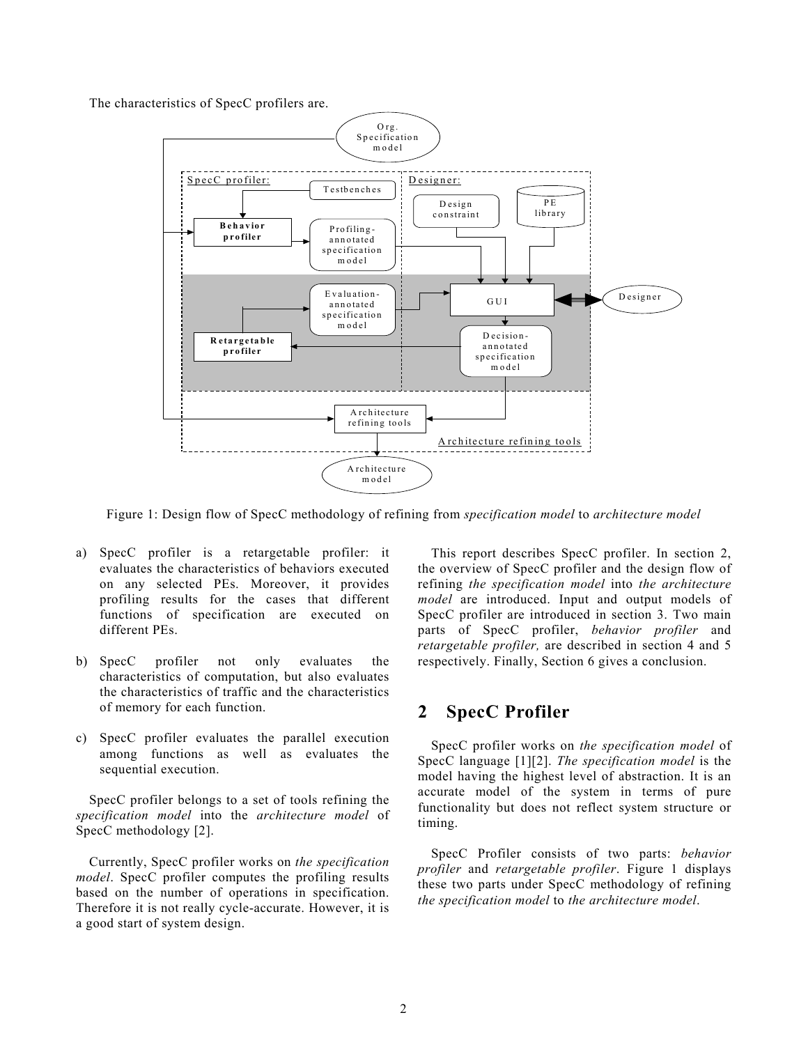The characteristics of SpecC profilers are.

Figure 1: Design flow of SpecC methodology of refining from *specification model* to *architecture model*

a) SpecC profiler is a retargetable profiler: it evaluates the characteristics of behaviors executed on any selected PEs. Moreover, it provides profiling results for the cases that different functions of specification are executed on different PEs.

b) SpecC profiler not only evaluates the characteristics of computation, but also evaluates the characteristics of traffic and the characteristics of memory for each function.

c) SpecC profiler evaluates the parallel execution among functions as well as evaluates the sequential execution.

SpecC profiler belongs to a set of tools refining the *specification model* into the *architecture model* of SpecC methodology [2].

Currently, SpecC profiler works on *the specification model*. SpecC profiler computes the profiling results based on the number of operations in specification. Therefore it is not really cycle-accurate. However, it is a good start of system design.

This report describes SpecC profiler. In section 2, the overview of SpecC profiler and the design flow of refining *the specification model* into *the architecture model* are introduced. Input and output models of SpecC profiler are introduced in section 3. Two main parts of SpecC profiler, *behavior profiler* and *retargetable profiler,* are described in section 4 and 5 respectively. Finally, Section 6 gives a conclusion.

## 2 SpecC Profiler

SpecC profiler works on *the specification model* of SpecC language [1][2]. *The specification model* is the model having the highest level of abstraction. It is an accurate model of the system in terms of pure functionality but does not reflect system structure or timing.

SpecC Profiler consists of two parts: *behavior profiler* and *retargetable profiler*. Figure 1 displays these two parts under SpecC methodology of refining *the specification model* to *the architecture model*.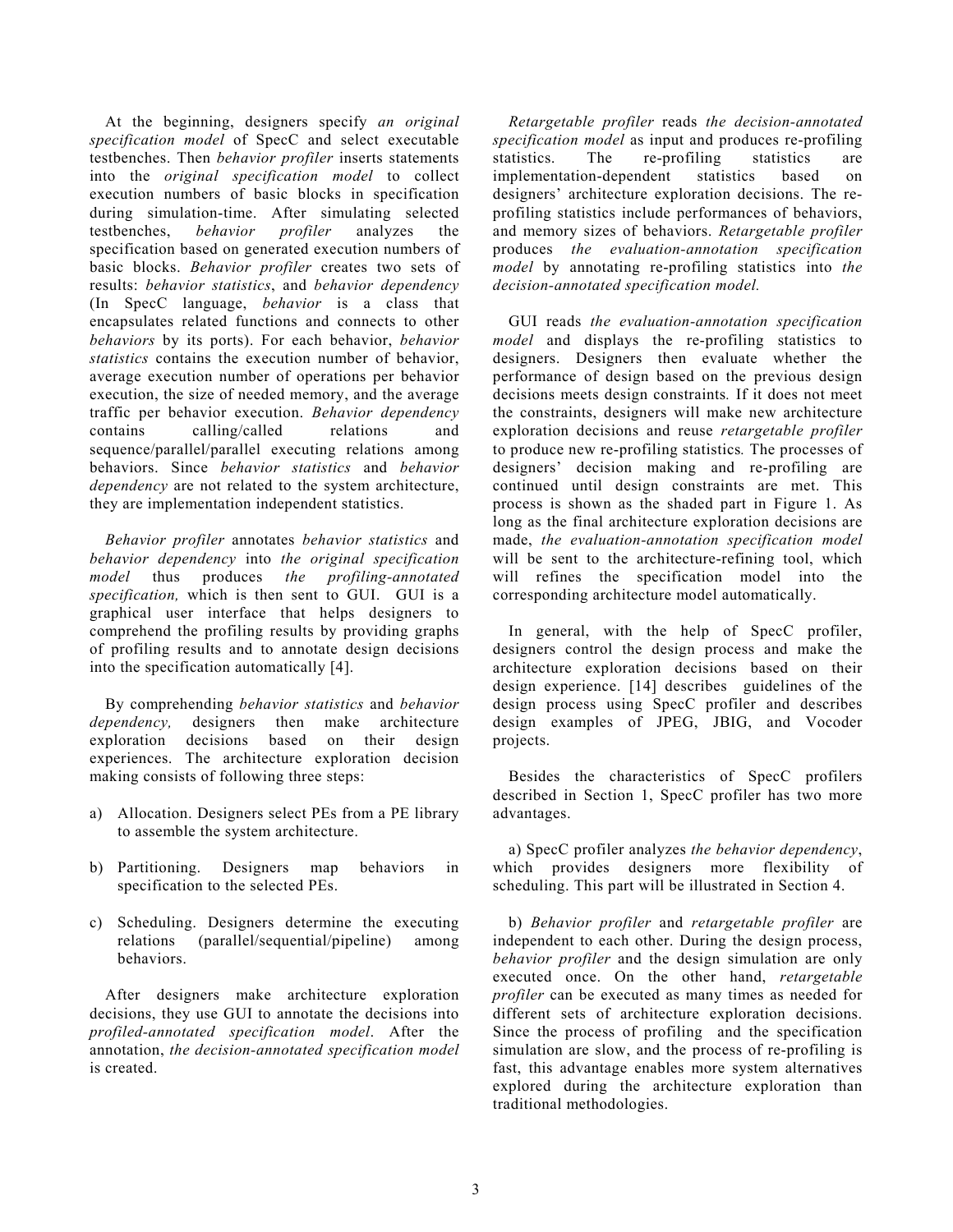At the beginning, designers specify *an original specification model* of SpecC and select executable testbenches. Then *behavior profiler* inserts statements into the *original specification model* to collect execution numbers of basic blocks in specification during simulation-time. After simulating selected testbenches, *behavior profiler* analyzes the specification based on generated execution numbers of basic blocks. *Behavior profiler* creates two sets of results: *behavior statistics*, and *behavior dependency* (In SpecC language, *behavior* is a class that encapsulates related functions and connects to other *behaviors* by its ports). For each behavior, *behavior statistics* contains the execution number of behavior, average execution number of operations per behavior execution, the size of needed memory, and the average traffic per behavior execution. *Behavior dependency* contains calling/called relations and sequence/parallel/parallel executing relations among behaviors. Since *behavior statistics* and *behavior dependency* are not related to the system architecture, they are implementation independent statistics.

*Behavior profiler* annotates *behavior statistics* and *behavior dependency* into *the original specification model* thus produces *the profiling-annotated specification,* which is then sent to GUI. GUI is a graphical user interface that helps designers to comprehend the profiling results by providing graphs of profiling results and to annotate design decisions into the specification automatically [4].

By comprehending *behavior statistics* and *behavior dependency,* designers then make architecture exploration decisions based on their design experiences. The architecture exploration decision making consists of following three steps:

a) Allocation. Designers select PEs from a PE library to assemble the system architecture.

b) Partitioning. Designers map behaviors in specification to the selected PEs.

c) Scheduling. Designers determine the executing relations (parallel/sequential/pipeline) among behaviors.

After designers make architecture exploration decisions, they use GUI to annotate the decisions into *profiled-annotated specification model*. After the annotation, *the decision-annotated specification model* is created.

*Retargetable profiler* reads *the decision-annotated specification model* as input and produces re-profiling statistics. The re-profiling statistics are implementation-dependent statistics based on designers' architecture exploration decisions. The re-profiling statistics include performances of behaviors, and memory sizes of behaviors. *Retargetable profiler* produces *the evaluation-annotation specification model* by annotating re-profiling statistics into *the decision-annotated specification model.*

GUI reads *the evaluation-annotation specification model* and displays the re-profiling statistics to designers. Designers then evaluate whether the performance of design based on the previous design decisions meets design constraints*.* If it does not meet the constraints, designers will make new architecture exploration decisions and reuse *retargetable profiler* to produce new re-profiling statistics*.* The processes of designers' decision making and re-profiling are continued until design constraints are met. This process is shown as the shaded part in Figure 1. As long as the final architecture exploration decisions are made, *the evaluation-annotation specification model* will be sent to the architecture-refining tool, which will refines the specification model into the corresponding architecture model automatically.

In general, with the help of SpecC profiler, designers control the design process and make the architecture exploration decisions based on their design experience. [14] describes guidelines of the design process using SpecC profiler and describes design examples of JPEG, JBIG, and Vocoder projects.

Besides the characteristics of SpecC profilers described in Section 1, SpecC profiler has two more advantages.

a) SpecC profiler analyzes *the behavior dependency*, which provides designers more flexibility of scheduling. This part will be illustrated in Section 4.

b) *Behavior profiler* and *retargetable profiler* are independent to each other. During the design process, *behavior profiler* and the design simulation are only executed once. On the other hand, *retargetable profiler* can be executed as many times as needed for different sets of architecture exploration decisions. Since the process of profiling and the specification simulation are slow, and the process of re-profiling is fast, this advantage enables more system alternatives explored during the architecture exploration than traditional methodologies.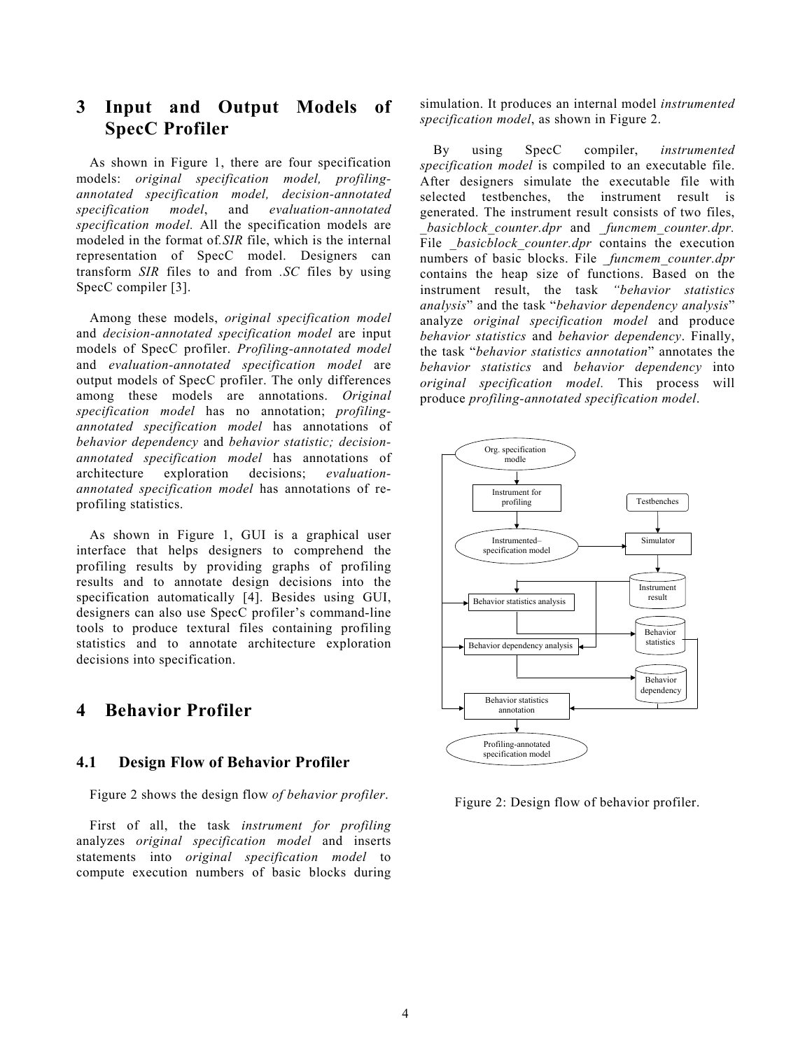## 3 Input and Output Models of SpecC Profiler

As shown in Figure 1, there are four specification models: *original specification model, profiling-annotated specification model, decision-annotated specification model*, and *evaluation-annotated specification model.* All the specification models are modeled in the format of.*SIR* file, which is the internal representation of SpecC model. Designers can transform *SIR* files to and from *.SC* files by using SpecC compiler [3].

Among these models, *original specification model* and *decision-annotated specification model* are input models of SpecC profiler. *Profiling-annotated model* and *evaluation-annotated specification model* are output models of SpecC profiler. The only differences among these models are annotations. *Original specification model* has no annotation; *profiling-annotated specification model* has annotations of *behavior dependency* and *behavior statistic; decision-annotated specification model* has annotations of architecture exploration decisions; *evaluation-annotated specification model* has annotations of re-profiling statistics.

As shown in Figure 1, GUI is a graphical user interface that helps designers to comprehend the profiling results by providing graphs of profiling results and to annotate design decisions into the specification automatically [4]. Besides using GUI, designers can also use SpecC profiler's command-line tools to produce textural files containing profiling statistics and to annotate architecture exploration decisions into specification.

## 4 Behavior Profiler

### 4.1 Design Flow of Behavior Profiler

Figure 2 shows the design flow *of behavior profiler*.

First of all, the task *instrument for profiling* analyzes *original specification model* and inserts statements into *original specification model* to compute execution numbers of basic blocks during simulation. It produces an internal model *instrumented specification model*, as shown in Figure 2.

By using SpecC compiler, *instrumented specification model* is compiled to an executable file. After designers simulate the executable file with selected testbenches, the instrument result is generated. The instrument result consists of two files, *_basicblock_counter.dpr* and *_funcmem_counter.dpr.* File *_basicblock_counter.dpr* contains the execution numbers of basic blocks. File *_funcmem_counter.dpr* contains the heap size of functions. Based on the instrument result, the task *"behavior statistics analysis*" and the task "*behavior dependency analysis*" analyze *original specification model* and produce *behavior statistics* and *behavior dependency*. Finally, the task "*behavior statistics annotation*" annotates the *behavior statistics* and *behavior dependency* into *original specification model.* This process will produce *profiling-annotated specification model*.

Figure 2: Design flow of behavior profiler.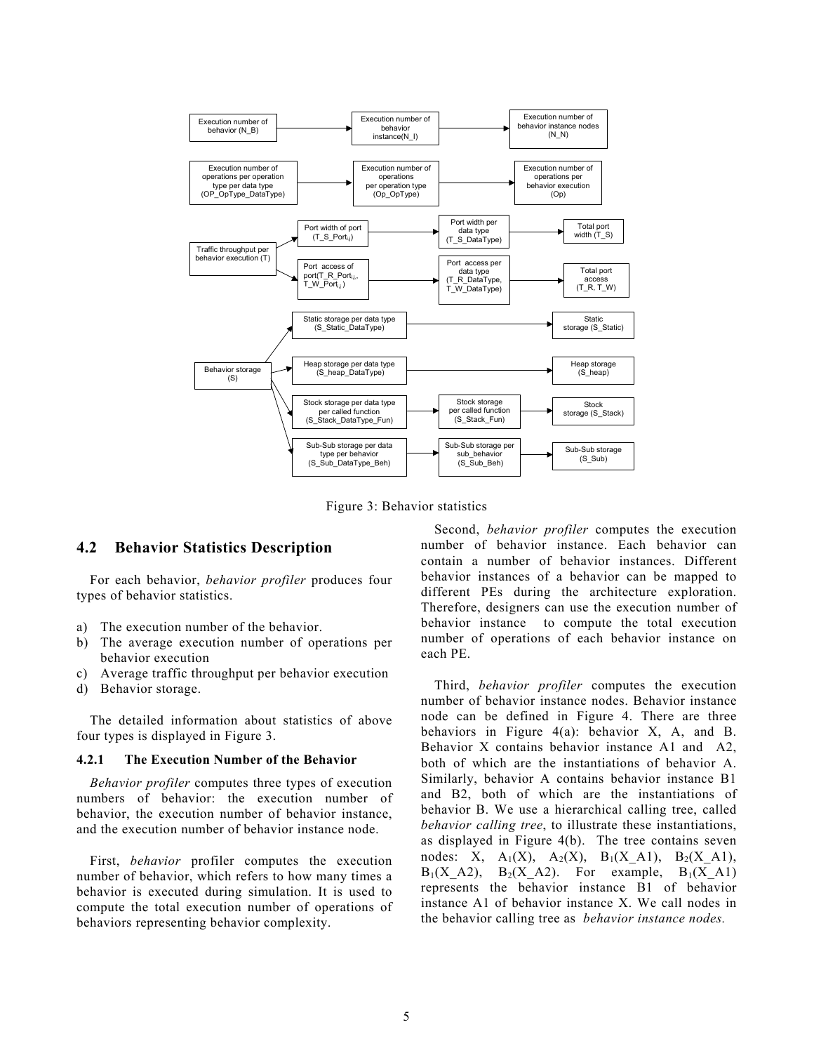Figure 3: Behavior statistics

## 4.2 Behavior Statistics Description

For each behavior, *behavior profiler* produces four types of behavior statistics.

a) The execution number of the behavior.
b) The average execution number of operations per behavior execution
c) Average traffic throughput per behavior execution
d) Behavior storage.

The detailed information about statistics of above four types is displayed in Figure 3.

### 4.2.1 The Execution Number of the Behavior

*Behavior profiler* computes three types of execution numbers of behavior: the execution number of behavior, the execution number of behavior instance, and the execution number of behavior instance node.

First, *behavior* profiler computes the execution number of behavior, which refers to how many times a behavior is executed during simulation. It is used to compute the total execution number of operations of behaviors representing behavior complexity.

Second, *behavior profiler* computes the execution number of behavior instance. Each behavior can contain a number of behavior instances. Different behavior instances of a behavior can be mapped to different PEs during the architecture exploration. Therefore, designers can use the execution number of behavior instance to compute the total execution number of operations of each behavior instance on each PE.

Third, *behavior profiler* computes the execution number of behavior instance nodes. Behavior instance node can be defined in Figure 4. There are three behaviors in Figure 4(a): behavior X, A, and B. Behavior X contains behavior instance A1 and A2, both of which are the instantiations of behavior A. Similarly, behavior A contains behavior instance B1 and B2, both of which are the instantiations of behavior B. We use a hierarchical calling tree, called *behavior calling tree*, to illustrate these instantiations, as displayed in Figure 4(b). The tree contains seven nodes: X, $A_1(X)$, $A_2(X)$, $B_1(X\_A1)$, $B_2(X\_A1)$, $B_1(X\_A2)$, $B_2(X\_A2)$. For example, $B_1(X\_A1)$ represents the behavior instance B1 of behavior instance A1 of behavior instance X. We call nodes in the behavior calling tree as *behavior instance nodes.*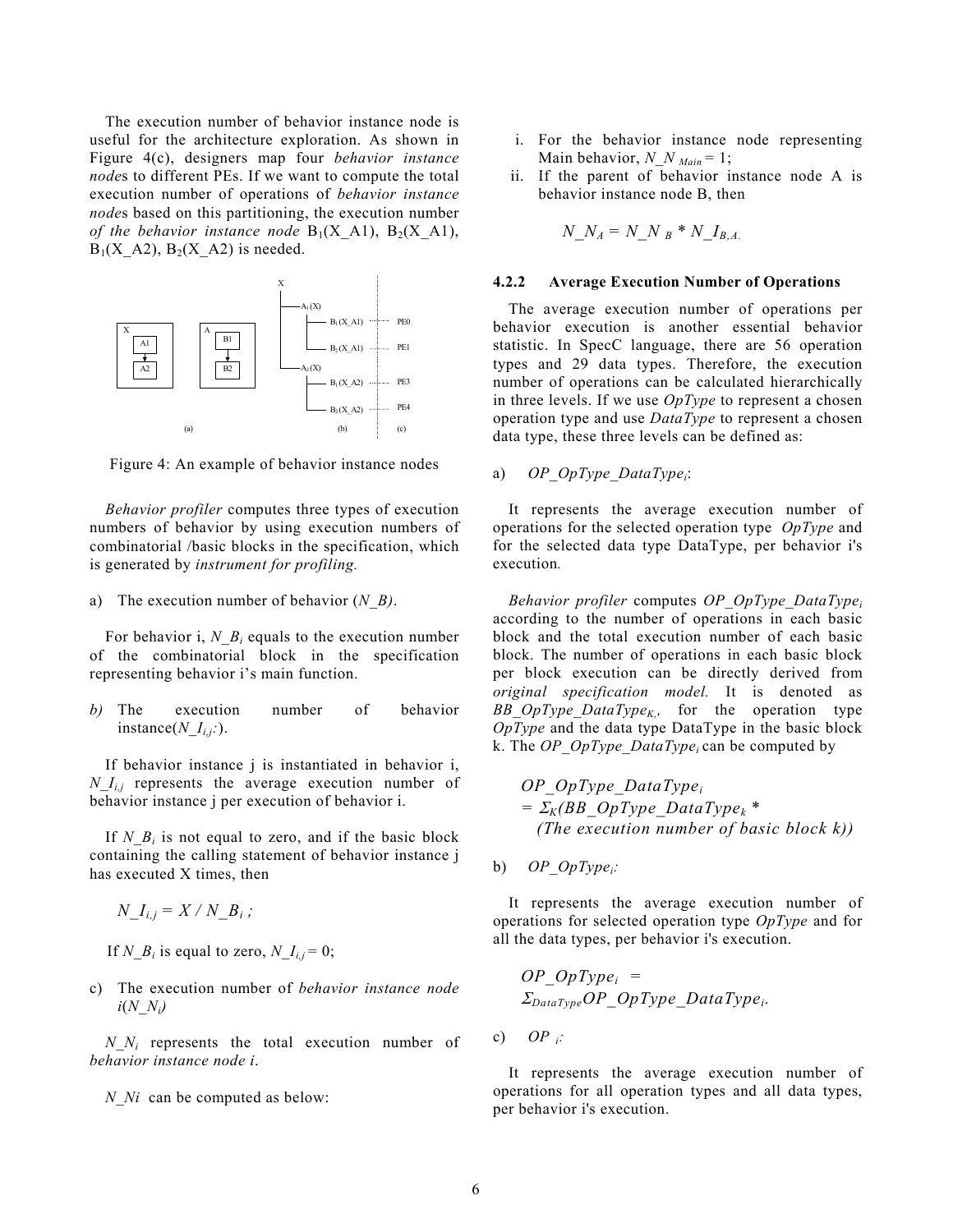The execution number of behavior instance node is useful for the architecture exploration. As shown in Figure 4(c), designers map four *behavior instance node*s to different PEs. If we want to compute the total execution number of operations of *behavior instance node*s based on this partitioning, the execution number *of the behavior instance node* $B_1$(X_A1), $B_2$(X_A1), $B_1$(X_A2), $B_2$(X_A2) is needed.

Figure 4: An example of behavior instance nodes

*Behavior profiler* computes three types of execution numbers of behavior by using execution numbers of combinatorial /basic blocks in the specification, which is generated by *instrument for profiling.*

a) The execution number of behavior (*N_B)*.

For behavior i, $N\_B_i$ equals to the execution number of the combinatorial block in the specification representing behavior i's main function.

*b)* The execution number of behavior instance($N\_I_{i,j}$:).

If behavior instance j is instantiated in behavior i, $N\_I_{i,j}$ represents the average execution number of behavior instance j per execution of behavior i.

If $N\_B_i$ is not equal to zero, and if the basic block containing the calling statement of behavior instance j has executed X times, then

$$N\_I_{i,j} = X / N\_B_i \,;$$

If $N\_B_i$ is equal to zero, $N\_I_{i,j} = 0$;

c) The execution number of *behavior instance node i*($N\_N_i$)

$N\_N_i$ represents the total execution number of *behavior instance node i*.

*N_Ni* can be computed as below:

i. For the behavior instance node representing Main behavior, $N\_N_{Main} = 1$;
ii. If the parent of behavior instance node A is behavior instance node B, then

$$N\_N_A = N\_N_B * N\_I_{B,A.}$$

#### 4.2.2 Average Execution Number of Operations

The average execution number of operations per behavior execution is another essential behavior statistic. In SpecC language, there are 56 operation types and 29 data types. Therefore, the execution number of operations can be calculated hierarchically in three levels. If we use *OpType* to represent a chosen operation type and use *DataType* to represent a chosen data type, these three levels can be defined as:

a) $OP\_OpType\_DataType_i$:

It represents the average execution number of operations for the selected operation type *OpType* and for the selected data type DataType, per behavior i's execution.

*Behavior profiler* computes $OP\_OpType\_DataType_i$ according to the number of operations in each basic block and the total execution number of each basic block. The number of operations in each basic block per block execution can be directly derived from *original specification model.* It is denoted as $BB\_OpType\_DataType_{K,}$, for the operation type *OpType* and the data type DataType in the basic block k. The $OP\_OpType\_DataType_i$ can be computed by

$$OP\_OpType\_DataType_i = \Sigma_K(BB\_OpType\_DataType_k * \text{(The execution number of basic block k)})$$

b) $OP\_OpType_i$:

It represents the average execution number of operations for selected operation type *OpType* and for all the data types, per behavior i's execution.

$$OP\_OpType_i = \Sigma_{DataType} OP\_OpType\_DataType_i.$$

c) $OP_i$:

It represents the average execution number of operations for all operation types and all data types, per behavior i's execution.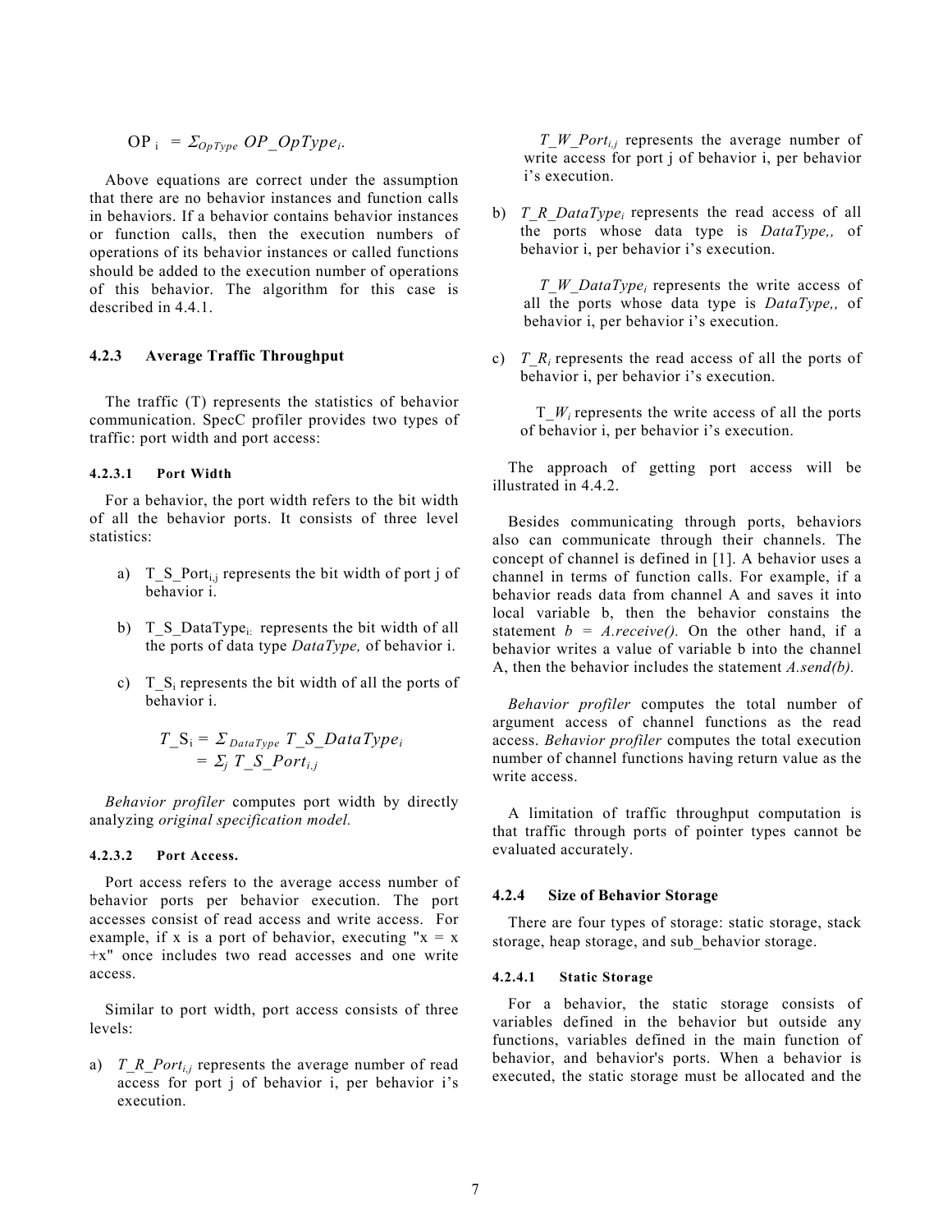$$OP_i = \Sigma_{OpType}\ OP\_OpType_i.$$

Above equations are correct under the assumption that there are no behavior instances and function calls in behaviors. If a behavior contains behavior instances or function calls, then the execution numbers of operations of its behavior instances or called functions should be added to the execution number of operations of this behavior. The algorithm for this case is described in 4.4.1.

### 4.2.3 Average Traffic Throughput

The traffic (T) represents the statistics of behavior communication. SpecC profiler provides two types of traffic: port width and port access:

#### 4.2.3.1 Port Width

For a behavior, the port width refers to the bit width of all the behavior ports. It consists of three level statistics:

a) $T\_S\_Port_{i,j}$ represents the bit width of port j of behavior i.

b) $T\_S\_DataType_i$: represents the bit width of all the ports of data type *DataType,* of behavior i.

c) $T\_S_i$ represents the bit width of all the ports of behavior i.

$$T\_S_i = \Sigma_{DataType}\ T\_S\_DataType_i = \Sigma_j\ T\_S\_Port_{i,j}$$

*Behavior profiler* computes port width by directly analyzing *original specification model.*

#### 4.2.3.2 Port Access.

Port access refers to the average access number of behavior ports per behavior execution. The port accesses consist of read access and write access. For example, if x is a port of behavior, executing "x = x +x" once includes two read accesses and one write access.

Similar to port width, port access consists of three levels:

a) $T\_R\_Port_{i,j}$ represents the average number of read access for port j of behavior i, per behavior i's execution.

   $T\_W\_Port_{i,j}$ represents the average number of write access for port j of behavior i, per behavior i's execution.

b) $T\_R\_DataType_i$ represents the read access of all the ports whose data type is *DataType,,* of behavior i, per behavior i's execution.

   $T\_W\_DataType_i$ represents the write access of all the ports whose data type is *DataType,,* of behavior i, per behavior i's execution.

c) $T\_R_i$ represents the read access of all the ports of behavior i, per behavior i's execution.

   $T\_W_i$ represents the write access of all the ports of behavior i, per behavior i's execution.

The approach of getting port access will be illustrated in 4.4.2.

Besides communicating through ports, behaviors also can communicate through their channels. The concept of channel is defined in [1]. A behavior uses a channel in terms of function calls. For example, if a behavior reads data from channel A and saves it into local variable b, then the behavior constains the statement *b = A.receive().* On the other hand, if a behavior writes a value of variable b into the channel A, then the behavior includes the statement *A.send(b).*

*Behavior profiler* computes the total number of argument access of channel functions as the read access. *Behavior profiler* computes the total execution number of channel functions having return value as the write access.

A limitation of traffic throughput computation is that traffic through ports of pointer types cannot be evaluated accurately.

### 4.2.4 Size of Behavior Storage

There are four types of storage: static storage, stack storage, heap storage, and sub_behavior storage.

#### 4.2.4.1 Static Storage

For a behavior, the static storage consists of variables defined in the behavior but outside any functions, variables defined in the main function of behavior, and behavior's ports. When a behavior is executed, the static storage must be allocated and the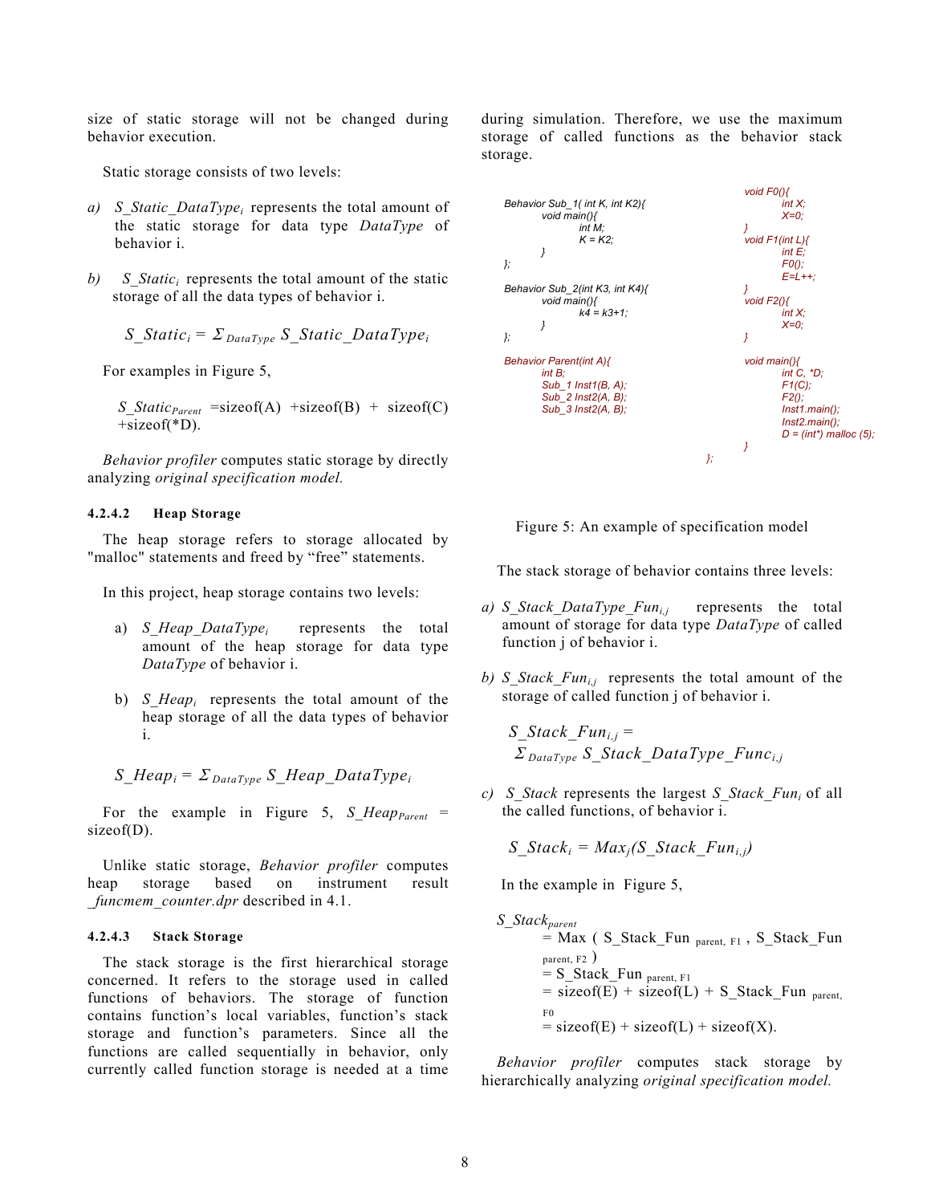size of static storage will not be changed during behavior execution.

Static storage consists of two levels:

a) $S\_Static\_DataType_i$ represents the total amount of the static storage for data type *DataType* of behavior i.

b) $S\_Static_i$ represents the total amount of the static storage of all the data types of behavior i.

$$S\_Static_i = \Sigma_{DataType}\ S\_Static\_DataType_i$$

For examples in Figure 5,

$S\_Static_{Parent}$ =sizeof(A) +sizeof(B) + sizeof(C) +sizeof(*D).

*Behavior profiler* computes static storage by directly analyzing *original specification model.*

#### 4.2.4.2 Heap Storage

The heap storage refers to storage allocated by "malloc" statements and freed by "free" statements.

In this project, heap storage contains two levels:

a) $S\_Heap\_DataType_i$ represents the total amount of the heap storage for data type *DataType* of behavior i.

b) $S\_Heap_i$ represents the total amount of the heap storage of all the data types of behavior i.

$$S\_Heap_i = \Sigma_{DataType}\ S\_Heap\_DataType_i$$

For the example in Figure 5, $S\_Heap_{Parent}$ = sizeof(D).

Unlike static storage, *Behavior profiler* computes heap storage based on instrument result *_funcmem_counter.dpr* described in 4.1.

#### 4.2.4.3 Stack Storage

The stack storage is the first hierarchical storage concerned. It refers to the storage used in called functions of behaviors. The storage of function contains function's local variables, function's stack storage and function's parameters. Since all the functions are called sequentially in behavior, only currently called function storage is needed at a time during simulation. Therefore, we use the maximum storage of called functions as the behavior stack storage.

```
Behavior Sub_1( int K, int K2){
        void main(){
                int M;
                K = K2;
        }
};

Behavior Sub_2(int K3, int K4){
        void main(){
                k4 = k3+1;
        }
};

Behavior Parent(int A){
        int B;
        Sub_1 Inst1(B, A);
        Sub_2 Inst2(A, B);
        Sub_3 Inst2(A, B);

        void F0(){
                int X;
                X=0;
        }
        void F1(int L){
                int E;
                F0();
                E=L++;
        }
        void F2(){
                int X;
                X=0;
        }

        void main(){
                int C, *D;
                F1(C);
                F2();
                Inst1.main();
                Inst2.main();
                D = (int*) malloc (5);
        }
};
```

Figure 5: An example of specification model

The stack storage of behavior contains three levels:

a) $S\_Stack\_DataType\_Fun_{i,j}$ represents the total amount of storage for data type *DataType* of called function j of behavior i.

b) $S\_Stack\_Fun_{i,j}$ represents the total amount of the storage of called function j of behavior i.

$$S\_Stack\_Fun_{i,j} = \Sigma_{DataType}\ S\_Stack\_DataType\_Func_{i,j}$$

c) $S\_Stack$ represents the largest $S\_Stack\_Fun_i$ of all the called functions, of behavior i.

$$S\_Stack_i = Max_j(S\_Stack\_Fun_{i,j})$$

In the example in Figure 5,

$$\begin{aligned}
S\_Stack_{parent} &= \text{Max}\ (\ \text{S\_Stack\_Fun}_{\text{parent, F1}}\ ,\ \text{S\_Stack\_Fun}_{\text{parent, F2}}\ ) \\
&= \text{S\_Stack\_Fun}_{\text{parent, F1}} \\
&= \text{sizeof(E)} + \text{sizeof(L)} + \text{S\_Stack\_Fun}_{\text{parent, F0}} \\
&= \text{sizeof(E)} + \text{sizeof(L)} + \text{sizeof(X)}.
\end{aligned}$$

*Behavior profiler* computes stack storage by hierarchically analyzing *original specification model.*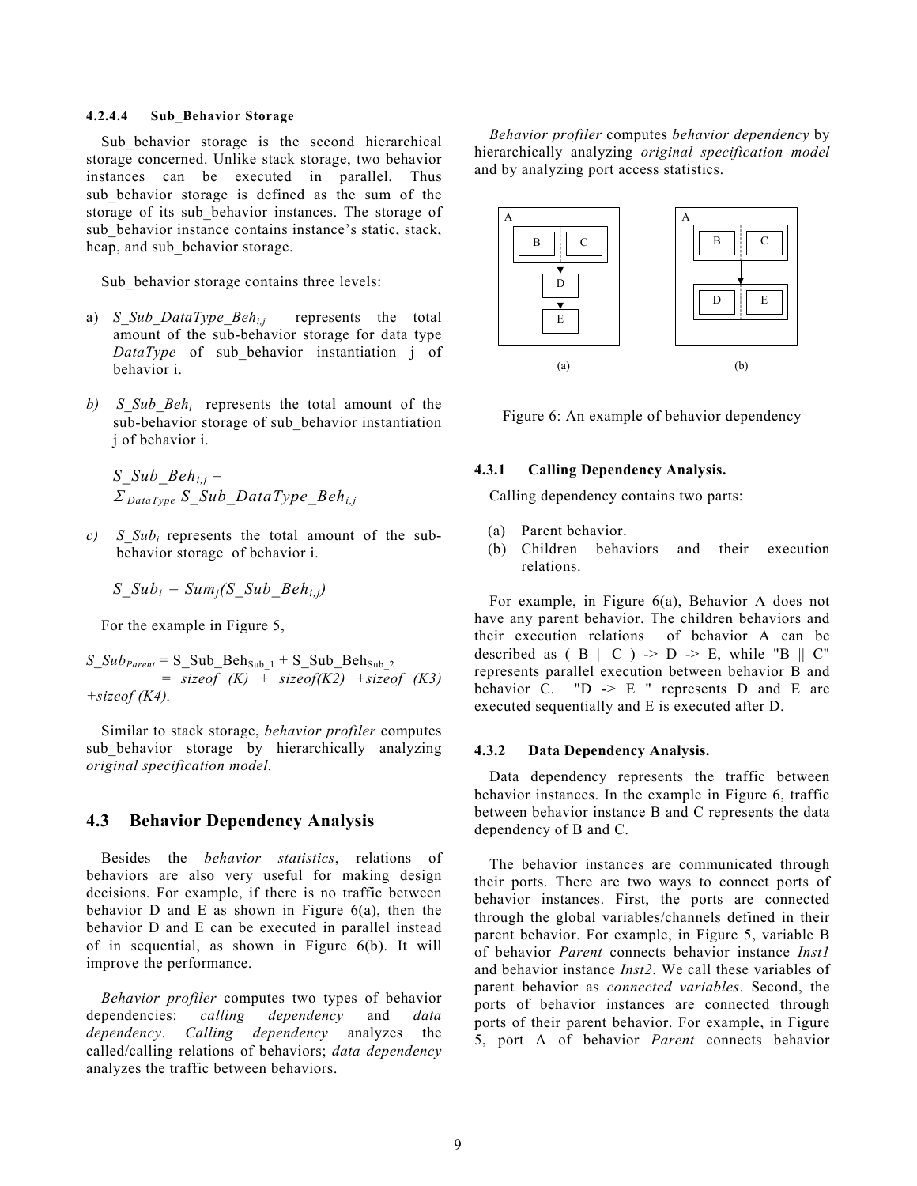#### 4.2.4.4 Sub_Behavior Storage

Sub_behavior storage is the second hierarchical storage concerned. Unlike stack storage, two behavior instances can be executed in parallel. Thus sub_behavior storage is defined as the sum of the storage of its sub_behavior instances. The storage of sub_behavior instance contains instance's static, stack, heap, and sub_behavior storage.

Sub_behavior storage contains three levels:

a) $S\_Sub\_DataType\_Beh_{i,j}$ represents the total amount of the sub-behavior storage for data type *DataType* of sub_behavior instantiation j of behavior i.

b) $S\_Sub\_Beh_i$ represents the total amount of the sub-behavior storage of sub_behavior instantiation j of behavior i.

$$S\_Sub\_Beh_{i,j} = \Sigma_{DataType}\ S\_Sub\_DataType\_Beh_{i,j}$$

c) $S\_Sub_i$ represents the total amount of the sub-behavior storage of behavior i.

$$S\_Sub_i = Sum_j(S\_Sub\_Beh_{i,j})$$

For the example in Figure 5,

$S\_Sub_{Parent}$ = $S\_Sub\_Beh_{Sub\_1}$ + $S\_Sub\_Beh_{Sub\_2}$
= *sizeof (K) + sizeof(K2) +sizeof (K3) +sizeof (K4).*

Similar to stack storage, *behavior profiler* computes sub_behavior storage by hierarchically analyzing *original specification model.*

## 4.3 Behavior Dependency Analysis

Besides the *behavior statistics*, relations of behaviors are also very useful for making design decisions. For example, if there is no traffic between behavior D and E as shown in Figure 6(a), then the behavior D and E can be executed in parallel instead of in sequential, as shown in Figure 6(b). It will improve the performance.

*Behavior profiler* computes two types of behavior dependencies: *calling dependency* and *data dependency*. *Calling dependency* analyzes the called/calling relations of behaviors; *data dependency* analyzes the traffic between behaviors.

*Behavior profiler* computes *behavior dependency* by hierarchically analyzing *original specification model* and by analyzing port access statistics.

Figure 6: An example of behavior dependency

### 4.3.1 Calling Dependency Analysis.

Calling dependency contains two parts:

(a) Parent behavior.
(b) Children behaviors and their execution relations.

For example, in Figure 6(a), Behavior A does not have any parent behavior. The children behaviors and their execution relations of behavior A can be described as ( B || C ) -> D -> E, while "B || C" represents parallel execution between behavior B and behavior C. "D -> E " represents D and E are executed sequentially and E is executed after D.

### 4.3.2 Data Dependency Analysis.

Data dependency represents the traffic between behavior instances. In the example in Figure 6, traffic between behavior instance B and C represents the data dependency of B and C.

The behavior instances are communicated through their ports. There are two ways to connect ports of behavior instances. First, the ports are connected through the global variables/channels defined in their parent behavior. For example, in Figure 5, variable B of behavior *Parent* connects behavior instance *Inst1* and behavior instance *Inst2*. We call these variables of parent behavior as *connected variables*. Second, the ports of behavior instances are connected through ports of their parent behavior. For example, in Figure 5, port A of behavior *Parent* connects behavior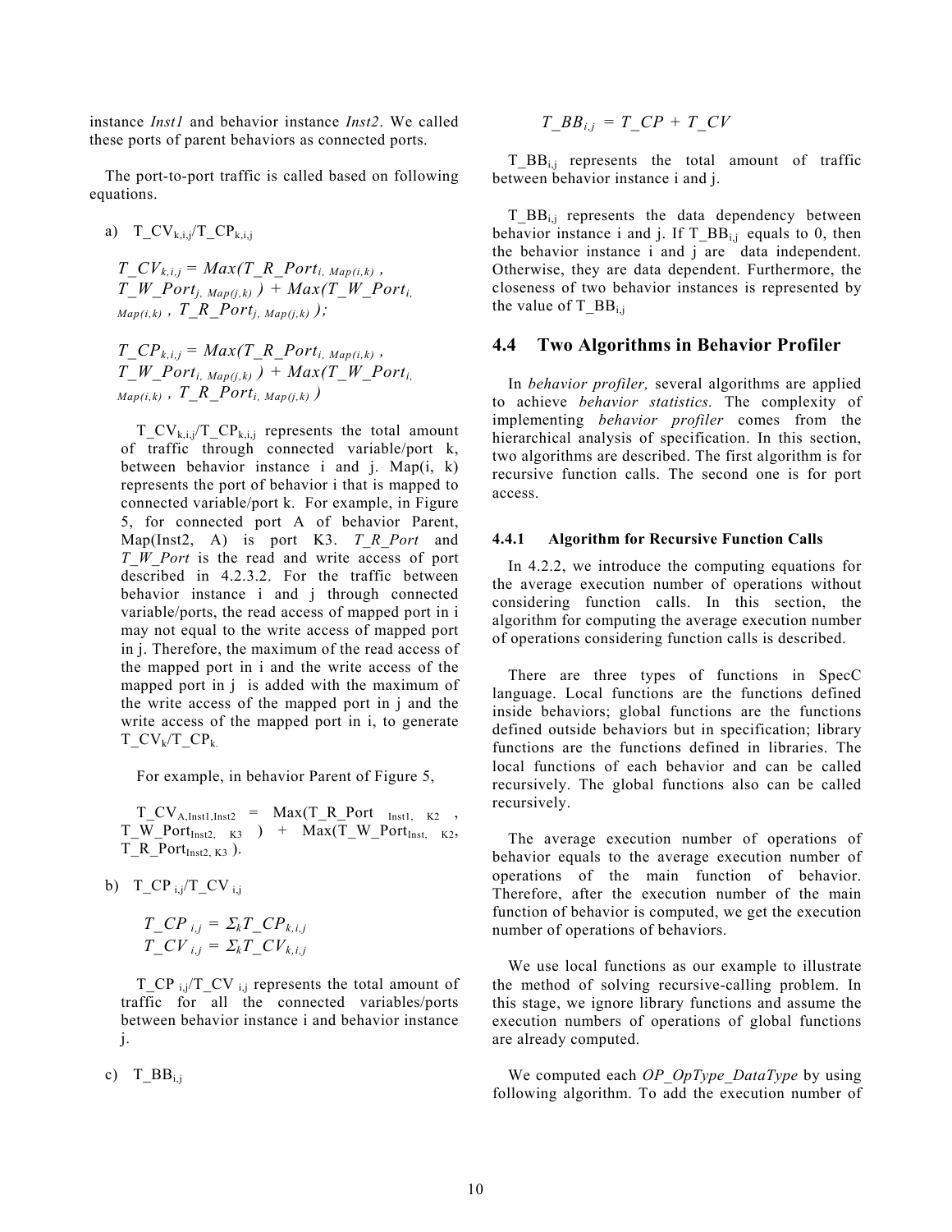instance *Inst1* and behavior instance *Inst2*. We called these ports of parent behaviors as connected ports.

The port-to-port traffic is called based on following equations.

a) $T\_CV_{k,i,j}/T\_CP_{k,i,j}$

$$T\_CV_{k,i,j} = Max(T\_R\_Port_{i,\ Map(i,k)}\ ,\ T\_W\_Port_{j,\ Map(j,k)}\ ) + Max(T\_W\_Port_{i,\ Map(i,k)}\ ,\ T\_R\_Port_{j,\ Map(j,k)}\ );$$

$$T\_CP_{k,i,j} = Max(T\_R\_Port_{i,\ Map(i,k)}\ ,\ T\_W\_Port_{i,\ Map(j,k)}\ ) + Max(T\_W\_Port_{i,\ Map(i,k)}\ ,\ T\_R\_Port_{i,\ Map(j,k)}\ )$$

$T\_CV_{k,i,j}/T\_CP_{k,i,j}$ represents the total amount of traffic through connected variable/port k, between behavior instance i and j. Map(i, k) represents the port of behavior i that is mapped to connected variable/port k. For example, in Figure 5, for connected port A of behavior Parent, Map(Inst2, A) is port K3. *T_R_Port* and *T_W_Port* is the read and write access of port described in 4.2.3.2. For the traffic between behavior instance i and j through connected variable/ports, the read access of mapped port in i may not equal to the write access of mapped port in j. Therefore, the maximum of the read access of the mapped port in i and the write access of the mapped port in j is added with the maximum of the write access of the mapped port in j and the write access of the mapped port in i, to generate $T\_CV_k/T\_CP_k$.

For example, in behavior Parent of Figure 5,

$T\_CV_{A,Inst1,Inst2}$ = Max($T\_R\_Port_{Inst1,\ K2}$ , $T\_W\_Port_{Inst2,\ K3}$ ) + Max($T\_W\_Port_{Inst,\ K2}$, $T\_R\_Port_{Inst2,\ K3}$ ).

b) $T\_CP_{i,j}/T\_CV_{i,j}$

$$T\_CP_{i,j} = \Sigma_k T\_CP_{k,i,j}$$
$$T\_CV_{i,j} = \Sigma_k T\_CV_{k,i,j}$$

$T\_CP_{i,j}/T\_CV_{i,j}$ represents the total amount of traffic for all the connected variables/ports between behavior instance i and behavior instance j.

c) $T\_BB_{i,j}$

$$T\_BB_{i,j} = T\_CP + T\_CV$$

$T\_BB_{i,j}$ represents the total amount of traffic between behavior instance i and j.

$T\_BB_{i,j}$ represents the data dependency between behavior instance i and j. If $T\_BB_{i,j}$ equals to 0, then the behavior instance i and j are data independent. Otherwise, they are data dependent. Furthermore, the closeness of two behavior instances is represented by the value of $T\_BB_{i,j}$

### 4.4 Two Algorithms in Behavior Profiler

In *behavior profiler,* several algorithms are applied to achieve *behavior statistics.* The complexity of implementing *behavior profiler* comes from the hierarchical analysis of specification. In this section, two algorithms are described. The first algorithm is for recursive function calls. The second one is for port access.

#### 4.4.1 Algorithm for Recursive Function Calls

In 4.2.2, we introduce the computing equations for the average execution number of operations without considering function calls. In this section, the algorithm for computing the average execution number of operations considering function calls is described.

There are three types of functions in SpecC language. Local functions are the functions defined inside behaviors; global functions are the functions defined outside behaviors but in specification; library functions are the functions defined in libraries. The local functions of each behavior and can be called recursively. The global functions also can be called recursively.

The average execution number of operations of behavior equals to the average execution number of operations of the main function of behavior. Therefore, after the execution number of the main function of behavior is computed, we get the execution number of operations of behaviors.

We use local functions as our example to illustrate the method of solving recursive-calling problem. In this stage, we ignore library functions and assume the execution numbers of operations of global functions are already computed.

We computed each *OP_OpType_DataType* by using following algorithm. To add the execution number of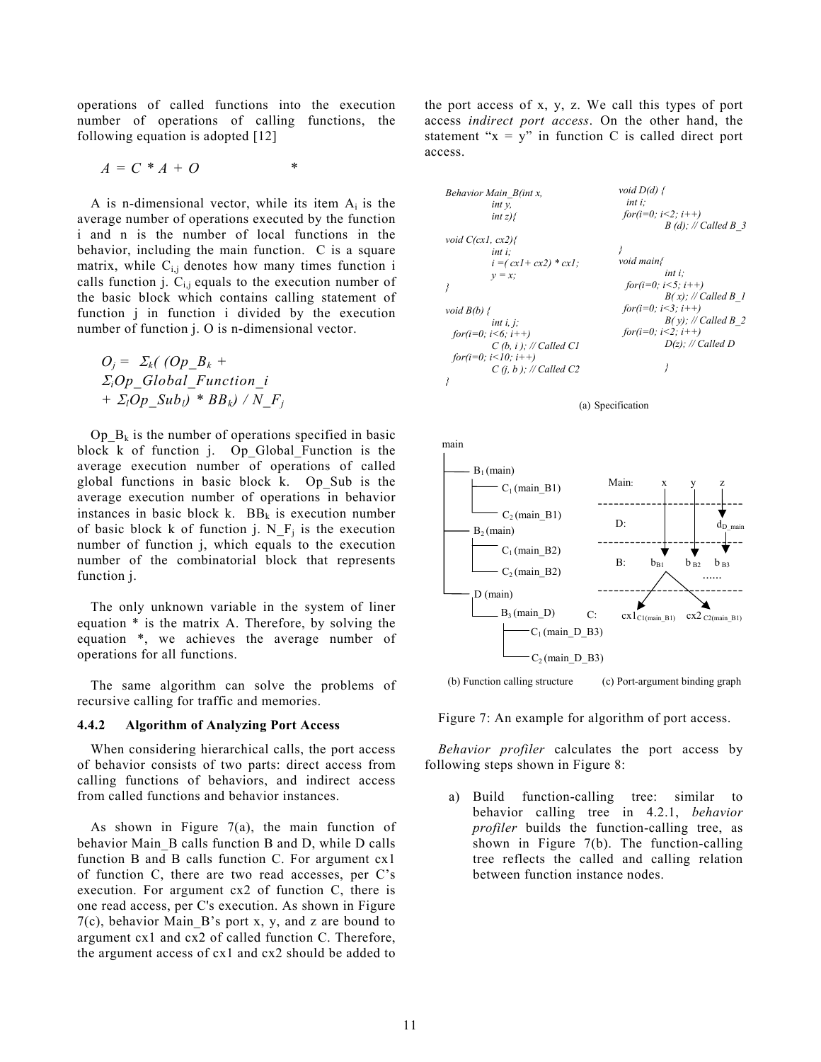operations of called functions into the execution number of operations of calling functions, the following equation is adopted [12]

$$A = C * A + O \qquad *$$

A is n-dimensional vector, while its item $A_i$ is the average number of operations executed by the function i and n is the number of local functions in the behavior, including the main function. C is a square matrix, while $C_{i,j}$ denotes how many times function i calls function j. $C_{i,j}$ equals to the execution number of the basic block which contains calling statement of function j in function i divided by the execution number of function j. O is n-dimensional vector.

$$O_j = \Sigma_k( (Op\_B_k + \Sigma_l Op\_Global\_Function\_i + \Sigma_l Op\_Sub_l) * BB_k) / N\_F_j$$

$Op\_B_k$ is the number of operations specified in basic block k of function j. Op_Global_Function is the average execution number of operations of called global functions in basic block k. Op_Sub is the average execution number of operations in behavior instances in basic block k. $BB_k$ is execution number of basic block k of function j. $N\_F_j$ is the execution number of function j, which equals to the execution number of the combinatorial block that represents function j.

The only unknown variable in the system of liner equation * is the matrix A. Therefore, by solving the equation *, we achieves the average number of operations for all functions.

The same algorithm can solve the problems of recursive calling for traffic and memories.

### 4.4.2 Algorithm of Analyzing Port Access

When considering hierarchical calls, the port access of behavior consists of two parts: direct access from calling functions of behaviors, and indirect access from called functions and behavior instances.

As shown in Figure 7(a), the main function of behavior Main_B calls function B and D, while D calls function B and B calls function C. For argument cx1 of function C, there are two read accesses, per C's execution. For argument cx2 of function C, there is one read access, per C's execution. As shown in Figure 7(c), behavior Main_B's port x, y, and z are bound to argument cx1 and cx2 of called function C. Therefore, the argument access of cx1 and cx2 should be added to the port access of x, y, z. We call this types of port access *indirect port access*. On the other hand, the statement "x = y" in function C is called direct port access.

```
Behavior Main_B(int x,
          int y,
          int z){

void C(cx1, cx2){
          int i;
          i =( cx1+ cx2) * cx1;
          y = x;
}

void B(b) {
          int i, j;
  for(i=0; i<6; i++)
          C (b, i ); // Called C1
  for(i=0; i<10; i++)
          C (j, b ); // Called C2
}

void D(d) {
  int i;
  for(i=0; i<2; i++)
          B (d); // Called B_3

}
void main{
          int i;
  for(i=0; i<5; i++)
          B( x); // Called B_1
  for(i=0; i<3; i++)
          B( y); // Called B_2
  for(i=0; i<2; i++)
          D(z); // Called D

          }
```

(a) Specification

```
main
 |-- B1 (main)
 |     |-- C1 (main_B1)
 |     |-- C2 (main_B1)
 |-- B2 (main)
 |     |-- C1 (main_B2)
 |     |-- C2 (main_B2)
 |-- D (main)
       |-- B3 (main_D)
             |-- C1 (main_D_B3)
             |-- C2 (main_D_B3)
```

(b) Function calling structure

```
Main:   x        y        z
-----------------------------
D:                        d_D_main
-----------------------------
B:      b_B1     b_B2     b_B3  ......
-----------------------------
C:  cx1_C1(main_B1)   cx2_C2(main_B1)
```

(c) Port-argument binding graph

Figure 7: An example for algorithm of port access.

*Behavior profiler* calculates the port access by following steps shown in Figure 8:

a) Build function-calling tree: similar to behavior calling tree in 4.2.1, *behavior profiler* builds the function-calling tree, as shown in Figure 7(b). The function-calling tree reflects the called and calling relation between function instance nodes.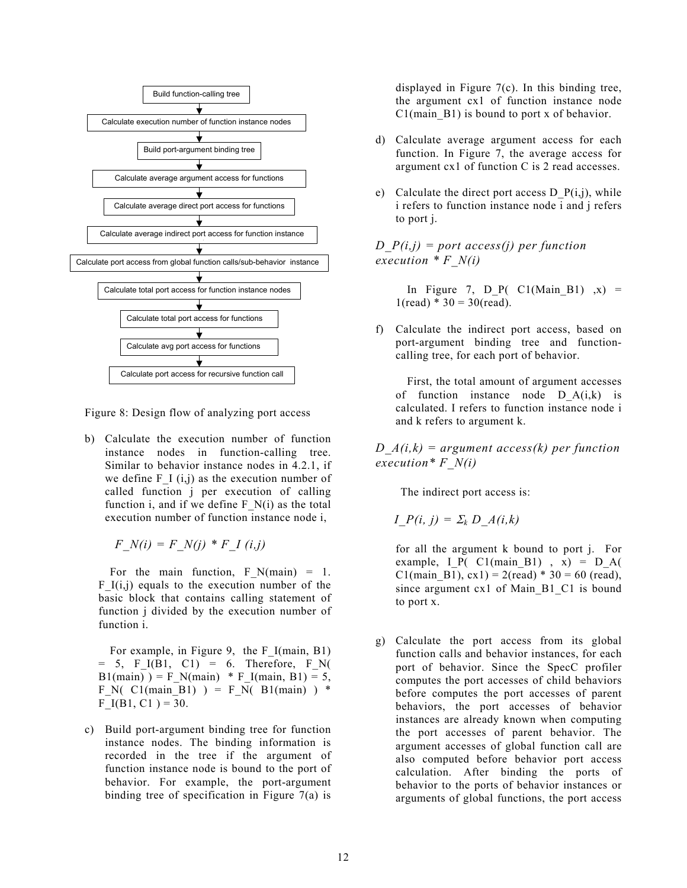Build function-calling tree
↓
Calculate execution number of function instance nodes
↓
Build port-argument binding tree
↓
Calculate average argument access for functions
↓
Calculate average direct port access for functions
↓
Calculate average indirect port access for function instance
↓
Calculate port access from global function calls/sub-behavior instance
↓
Calculate total port access for function instance nodes
↓
Calculate total port access for functions
↓
Calculate avg port access for functions
↓
Calculate port access for recursive function call

Figure 8: Design flow of analyzing port access

b) Calculate the execution number of function instance nodes in function-calling tree. Similar to behavior instance nodes in 4.2.1, if we define F_I (i,j) as the execution number of called function j per execution of calling function i, and if we define F_N(i) as the total execution number of function instance node i,

$$F\_N(i) = F\_N(j) * F\_I(i,j)$$

For the main function, F_N(main) = 1. F_I(i,j) equals to the execution number of the basic block that contains calling statement of function j divided by the execution number of function i.

For example, in Figure 9, the F_I(main, B1) = 5, F_I(B1, C1) = 6. Therefore, F_N( B1(main) ) = F_N(main) * F_I(main, B1) = 5, F_N( C1(main_B1) ) = F_N( B1(main) ) * F_I(B1, C1 ) = 30.

c) Build port-argument binding tree for function instance nodes. The binding information is recorded in the tree if the argument of function instance node is bound to the port of behavior. For example, the port-argument binding tree of specification in Figure 7(a) is displayed in Figure 7(c). In this binding tree, the argument cx1 of function instance node C1(main_B1) is bound to port x of behavior.

d) Calculate average argument access for each function. In Figure 7, the average access for argument cx1 of function C is 2 read accesses.

e) Calculate the direct port access D_P(i,j), while i refers to function instance node i and j refers to port j.

$$D\_P(i,j) = port\ access(j)\ per\ function\ execution * F\_N(i)$$

In Figure 7, D_P( C1(Main_B1) ,x) = 1(read) * 30 = 30(read).

f) Calculate the indirect port access, based on port-argument binding tree and function-calling tree, for each port of behavior.

First, the total amount of argument accesses of function instance node D_A(i,k) is calculated. I refers to function instance node i and k refers to argument k.

$$D\_A(i,k) = argument\ access(k)\ per\ function\ execution * F\_N(i)$$

The indirect port access is:

$$I\_P(i, j) = \Sigma_k D\_A(i,k)$$

for all the argument k bound to port j. For example, I_P( C1(main_B1) , x) = D_A( C1(main_B1), cx1) = 2(read) * 30 = 60 (read), since argument cx1 of Main_B1_C1 is bound to port x.

g) Calculate the port access from its global function calls and behavior instances, for each port of behavior. Since the SpecC profiler computes the port accesses of child behaviors before computes the port accesses of parent behaviors, the port accesses of behavior instances are already known when computing the port accesses of parent behavior. The argument accesses of global function call are also computed before behavior port access calculation. After binding the ports of behavior to the ports of behavior instances or arguments of global functions, the port access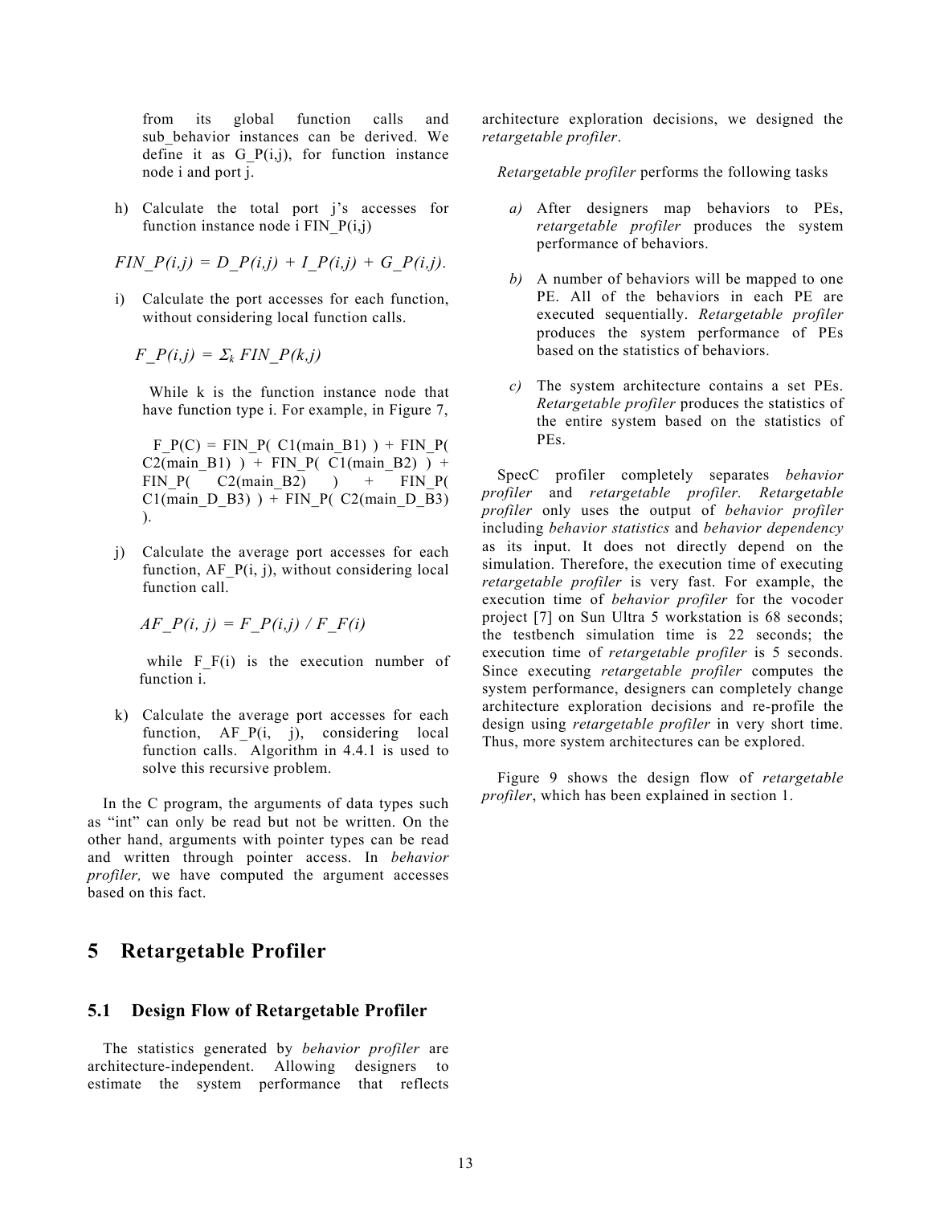from its global function calls and sub_behavior instances can be derived. We define it as G_P(i,j), for function instance node i and port j.

h) Calculate the total port j's accesses for function instance node i FIN_P(i,j)

$$FIN\_P(i,j) = D\_P(i,j) + I\_P(i,j) + G\_P(i,j).$$

i) Calculate the port accesses for each function, without considering local function calls.

$$F\_P(i,j) = \Sigma_k\ FIN\_P(k,j)$$

While k is the function instance node that have function type i. For example, in Figure 7,

F_P(C) = FIN_P( C1(main_B1) ) + FIN_P( C2(main_B1) ) + FIN_P( C1(main_B2) ) + FIN_P( C2(main_B2) ) + FIN_P( C1(main_D_B3) ) + FIN_P( C2(main_D_B3) ).

j) Calculate the average port accesses for each function, AF_P(i, j), without considering local function call.

$$AF\_P(i, j) = F\_P(i,j) / F\_F(i)$$

while F_F(i) is the execution number of function i.

k) Calculate the average port accesses for each function, AF_P(i, j), considering local function calls. Algorithm in 4.4.1 is used to solve this recursive problem.

In the C program, the arguments of data types such as "int" can only be read but not be written. On the other hand, arguments with pointer types can be read and written through pointer access. In *behavior profiler,* we have computed the argument accesses based on this fact.

# 5 Retargetable Profiler

## 5.1 Design Flow of Retargetable Profiler

The statistics generated by *behavior profiler* are architecture-independent. Allowing designers to estimate the system performance that reflects architecture exploration decisions, we designed the *retargetable profiler*.

*Retargetable profiler* performs the following tasks

*a)* After designers map behaviors to PEs, *retargetable profiler* produces the system performance of behaviors.

*b)* A number of behaviors will be mapped to one PE. All of the behaviors in each PE are executed sequentially. *Retargetable profiler* produces the system performance of PEs based on the statistics of behaviors.

*c)* The system architecture contains a set PEs. *Retargetable profiler* produces the statistics of the entire system based on the statistics of PEs.

SpecC profiler completely separates *behavior profiler* and *retargetable profiler. Retargetable profiler* only uses the output of *behavior profiler* including *behavior statistics* and *behavior dependency* as its input. It does not directly depend on the simulation. Therefore, the execution time of executing *retargetable profiler* is very fast. For example, the execution time of *behavior profiler* for the vocoder project [7] on Sun Ultra 5 workstation is 68 seconds; the testbench simulation time is 22 seconds; the execution time of *retargetable profiler* is 5 seconds. Since executing *retargetable profiler* computes the system performance, designers can completely change architecture exploration decisions and re-profile the design using *retargetable profiler* in very short time. Thus, more system architectures can be explored.

Figure 9 shows the design flow of *retargetable profiler*, which has been explained in section 1.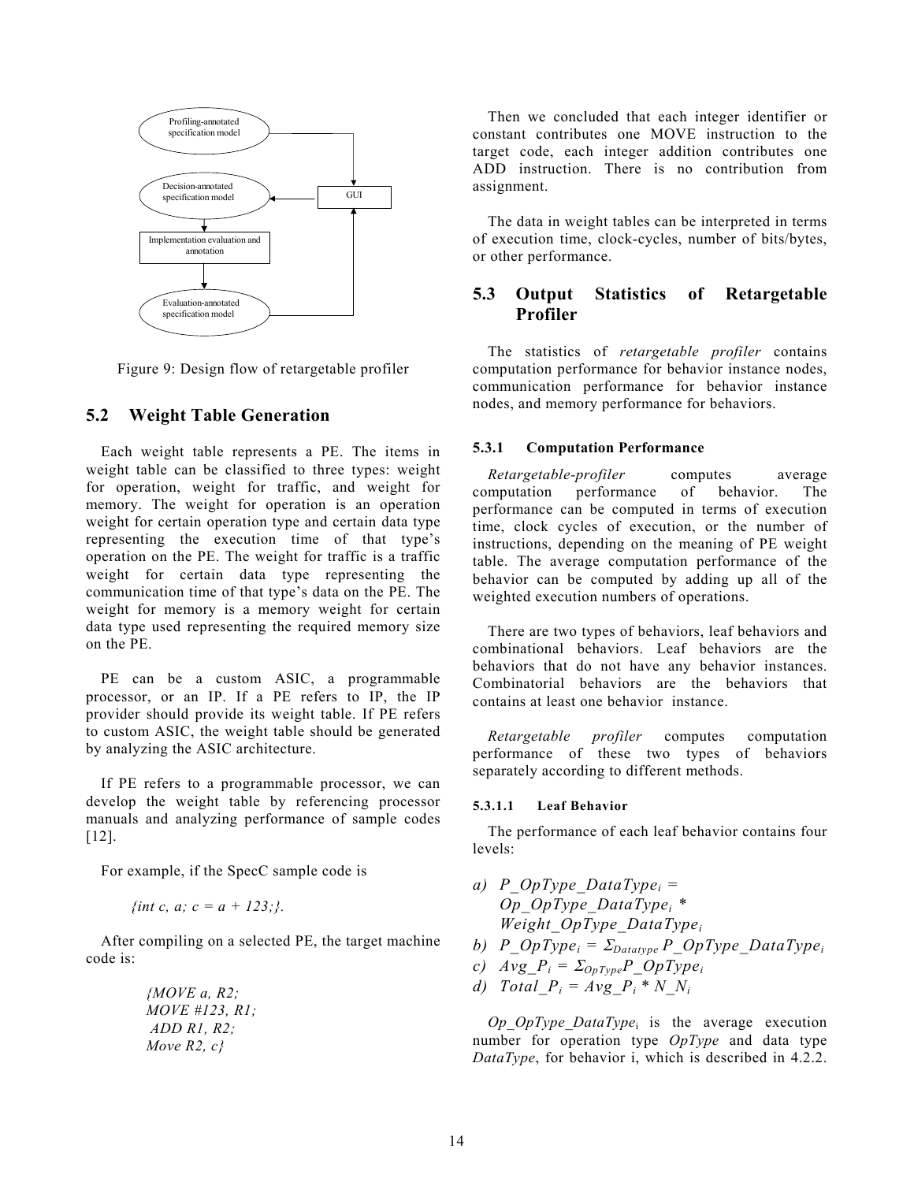Figure 9: Design flow of retargetable profiler

## 5.2 Weight Table Generation

Each weight table represents a PE. The items in weight table can be classified to three types: weight for operation, weight for traffic, and weight for memory. The weight for operation is an operation weight for certain operation type and certain data type representing the execution time of that type's operation on the PE. The weight for traffic is a traffic weight for certain data type representing the communication time of that type's data on the PE. The weight for memory is a memory weight for certain data type used representing the required memory size on the PE.

PE can be a custom ASIC, a programmable processor, or an IP. If a PE refers to IP, the IP provider should provide its weight table. If PE refers to custom ASIC, the weight table should be generated by analyzing the ASIC architecture.

If PE refers to a programmable processor, we can develop the weight table by referencing processor manuals and analyzing performance of sample codes [12].

For example, if the SpecC sample code is

*{int c, a; c = a + 123;}.*

After compiling on a selected PE, the target machine code is:

```
{MOVE a, R2;
MOVE #123, R1;
 ADD R1, R2;
Move R2, c}
```

Then we concluded that each integer identifier or constant contributes one MOVE instruction to the target code, each integer addition contributes one ADD instruction. There is no contribution from assignment.

The data in weight tables can be interpreted in terms of execution time, clock-cycles, number of bits/bytes, or other performance.

## 5.3 Output Statistics of Retargetable Profiler

The statistics of *retargetable profiler* contains computation performance for behavior instance nodes, communication performance for behavior instance nodes, and memory performance for behaviors.

#### 5.3.1 Computation Performance

*Retargetable-profiler* computes average computation performance of behavior. The performance can be computed in terms of execution time, clock cycles of execution, or the number of instructions, depending on the meaning of PE weight table. The average computation performance of the behavior can be computed by adding up all of the weighted execution numbers of operations.

There are two types of behaviors, leaf behaviors and combinational behaviors. Leaf behaviors are the behaviors that do not have any behavior instances. Combinatorial behaviors are the behaviors that contains at least one behavior instance.

*Retargetable profiler* computes computation performance of these two types of behaviors separately according to different methods.

##### 5.3.1.1 Leaf Behavior

The performance of each leaf behavior contains four levels:

a) $P\_OpType\_DataType_i = Op\_OpType\_DataType_i * Weight\_OpType\_DataType_i$
b) $P\_OpType_i = \Sigma_{Datatype}\, P\_OpType\_DataType_i$
c) $Avg\_P_i = \Sigma_{OpType} P\_OpType_i$
d) $Total\_P_i = Avg\_P_i * N\_N_i$

$Op\_OpType\_DataType_i$ is the average execution number for operation type *OpType* and data type *DataType*, for behavior i, which is described in 4.2.2.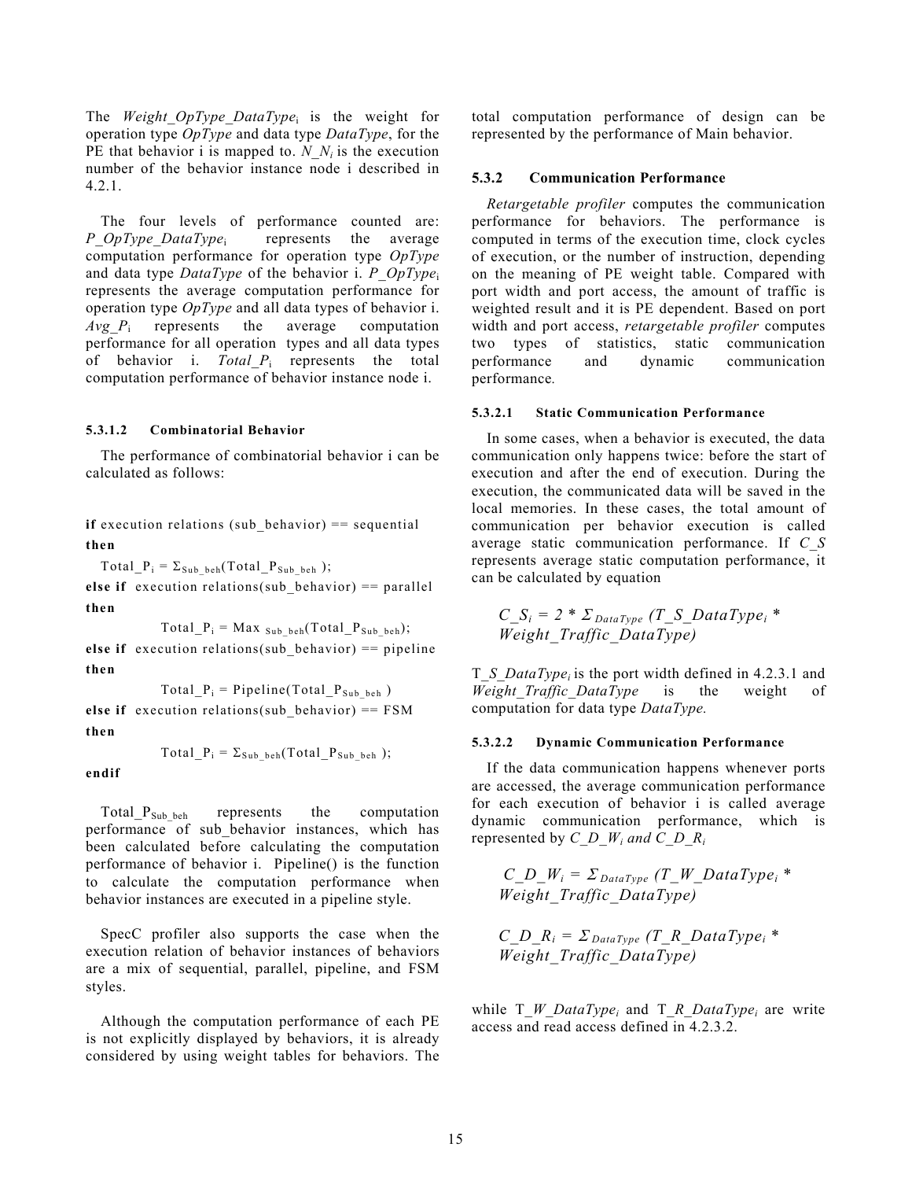The $Weight\_OpType\_DataType_i$ is the weight for operation type *OpType* and data type *DataType*, for the PE that behavior i is mapped to. $N\_N_i$ is the execution number of the behavior instance node i described in 4.2.1.

The four levels of performance counted are: $P\_OpType\_DataType_i$ represents the average computation performance for operation type *OpType* and data type *DataType* of the behavior i. $P\_OpType_i$ represents the average computation performance for operation type *OpType* and all data types of behavior i. $Avg\_P_i$ represents the average computation performance for all operation types and all data types of behavior i. $Total\_P_i$ represents the total computation performance of behavior instance node i.

#### 5.3.1.2 Combinatorial Behavior

The performance of combinatorial behavior i can be calculated as follows:

**if** execution relations (sub_behavior) == sequential **then**
  $Total\_P_i = \Sigma_{Sub\_beh}(Total\_P_{Sub\_beh})$;
**else if** execution relations(sub_behavior) == parallel **then**
  $Total\_P_i = Max_{Sub\_beh}(Total\_P_{Sub\_beh})$;
**else if** execution relations(sub_behavior) == pipeline **then**
  $Total\_P_i = Pipeline(Total\_P_{Sub\_beh})$
**else if** execution relations(sub_behavior) == FSM **then**
  $Total\_P_i = \Sigma_{Sub\_beh}(Total\_P_{Sub\_beh})$;
**endif**

$Total\_P_{Sub\_beh}$ represents the computation performance of sub_behavior instances, which has been calculated before calculating the computation performance of behavior i. Pipeline() is the function to calculate the computation performance when behavior instances are executed in a pipeline style.

SpecC profiler also supports the case when the execution relation of behavior instances of behaviors are a mix of sequential, parallel, pipeline, and FSM styles.

Although the computation performance of each PE is not explicitly displayed by behaviors, it is already considered by using weight tables for behaviors. The total computation performance of design can be represented by the performance of Main behavior.

### 5.3.2 Communication Performance

*Retargetable profiler* computes the communication performance for behaviors. The performance is computed in terms of the execution time, clock cycles of execution, or the number of instruction, depending on the meaning of PE weight table. Compared with port width and port access, the amount of traffic is weighted result and it is PE dependent. Based on port width and port access, *retargetable profiler* computes two types of statistics, static communication performance and dynamic communication performance.

#### 5.3.2.1 Static Communication Performance

In some cases, when a behavior is executed, the data communication only happens twice: before the start of execution and after the end of execution. During the execution, the communicated data will be saved in the local memories. In these cases, the total amount of communication per behavior execution is called average static communication performance. If $C\_S$ represents average static computation performance, it can be calculated by equation

$$C\_S_i = 2 * \Sigma_{DataType} (T\_S\_DataType_i * Weight\_Traffic\_DataType)$$

$T\_S\_DataType_i$ is the port width defined in 4.2.3.1 and $Weight\_Traffic\_DataType$ is the weight of computation for data type *DataType*.

#### 5.3.2.2 Dynamic Communication Performance

If the data communication happens whenever ports are accessed, the average communication performance for each execution of behavior i is called average dynamic communication performance, which is represented by $C\_D\_W_i$ and $C\_D\_R_i$

$$C\_D\_W_i = \Sigma_{DataType} (T\_W\_DataType_i * Weight\_Traffic\_DataType)$$

$$C\_D\_R_i = \Sigma_{DataType} (T\_R\_DataType_i * Weight\_Traffic\_DataType)$$

while $T\_W\_DataType_i$ and $T\_R\_DataType_i$ are write access and read access defined in 4.2.3.2.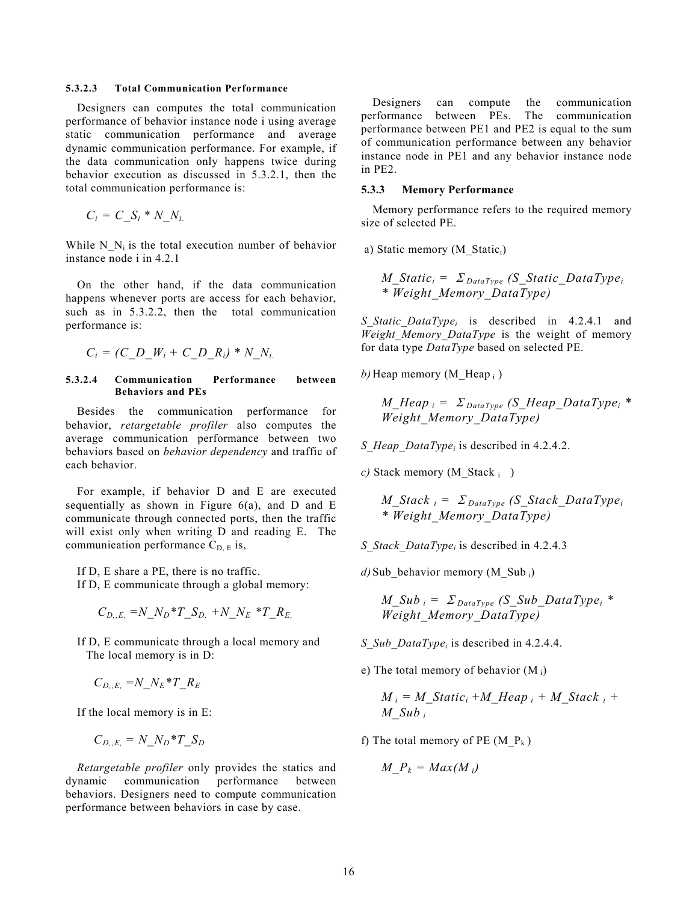#### 5.3.2.3 Total Communication Performance

Designers can computes the total communication performance of behavior instance node i using average static communication performance and average dynamic communication performance. For example, if the data communication only happens twice during behavior execution as discussed in 5.3.2.1, then the total communication performance is:

$$C_i = C\_S_i * N\_N_i.$$

While $N\_N_i$ is the total execution number of behavior instance node i in 4.2.1

On the other hand, if the data communication happens whenever ports are access for each behavior, such as in 5.3.2.2, then the total communication performance is:

$$C_i = (C\_D\_W_i + C\_D\_R_i) * N\_N_i.$$

#### 5.3.2.4 Communication Performance between Behaviors and PEs

Besides the communication performance for behavior, *retargetable profiler* also computes the average communication performance between two behaviors based on *behavior dependency* and traffic of each behavior.

For example, if behavior D and E are executed sequentially as shown in Figure 6(a), and D and E communicate through connected ports, then the traffic will exist only when writing D and reading E. The communication performance $C_{D,E}$ is,

If D, E share a PE, there is no traffic.
If D, E communicate through a global memory:

$$C_{D,,E,} = N\_N_D * T\_S_{D,} + N\_N_E * T\_R_{E,}$$

If D, E communicate through a local memory and The local memory is in D:

$$C_{D,,E,} = N\_N_E * T\_R_E$$

If the local memory is in E:

$$C_{D,,E,} = N\_N_D * T\_S_D$$

*Retargetable profiler* only provides the statics and dynamic communication performance between behaviors. Designers need to compute communication performance between behaviors in case by case.

Designers can compute the communication performance between PEs. The communication performance between PE1 and PE2 is equal to the sum of communication performance between any behavior instance node in PE1 and any behavior instance node in PE2.

### 5.3.3 Memory Performance

Memory performance refers to the required memory size of selected PE.

a) Static memory ($M\_Static_i$)

$$M\_Static_i = \Sigma_{DataType} (S\_Static\_DataType_i * Weight\_Memory\_DataType)$$

$S\_Static\_DataType_i$ is described in 4.2.4.1 and *Weight_Memory_DataType* is the weight of memory for data type *DataType* based on selected PE.

*b)* Heap memory ($M\_Heap_i$)

$$M\_Heap_i = \Sigma_{DataType} (S\_Heap\_DataType_i * Weight\_Memory\_DataType)$$

$S\_Heap\_DataType_i$ is described in 4.2.4.2.

*c)* Stack memory ($M\_Stack_i$)

$$M\_Stack_i = \Sigma_{DataType} (S\_Stack\_DataType_i * Weight\_Memory\_DataType)$$

$S\_Stack\_DataType_i$ is described in 4.2.4.3

*d)* Sub_behavior memory ($M\_Sub_i$)

$$M\_Sub_i = \Sigma_{DataType} (S\_Sub\_DataType_i * Weight\_Memory\_DataType)$$

$S\_Sub\_DataType_i$ is described in 4.2.4.4.

e) The total memory of behavior ($M_i$)

$$M_i = M\_Static_i + M\_Heap_i + M\_Stack_i + M\_Sub_i$$

f) The total memory of PE ($M\_P_k$)

$$M\_P_k = Max(M_i)$$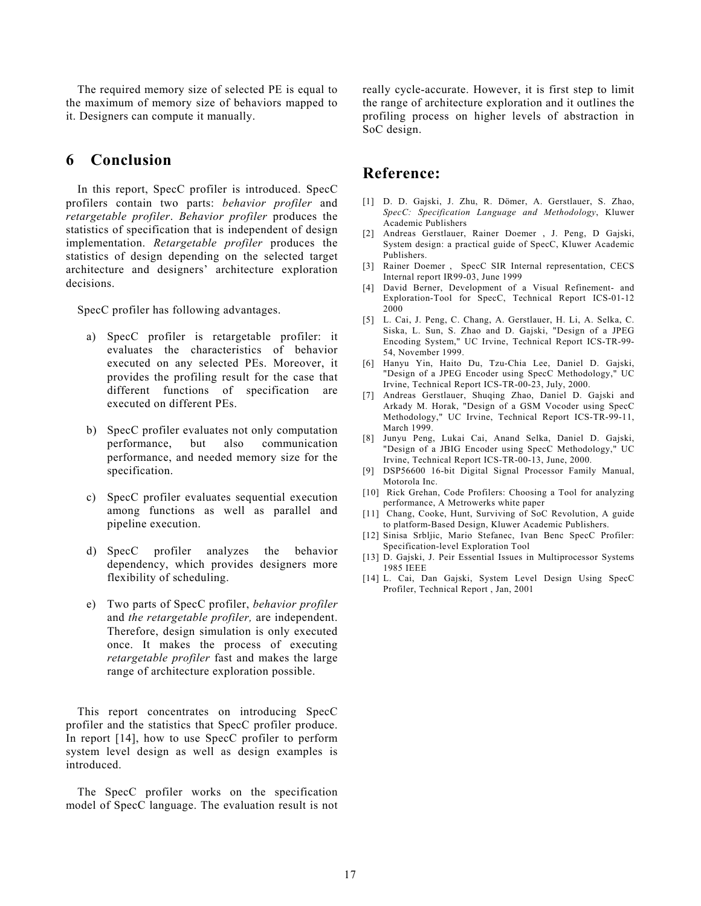The required memory size of selected PE is equal to the maximum of memory size of behaviors mapped to it. Designers can compute it manually.

## 6 Conclusion

In this report, SpecC profiler is introduced. SpecC profilers contain two parts: *behavior profiler* and *retargetable profiler*. *Behavior profiler* produces the statistics of specification that is independent of design implementation. *Retargetable profiler* produces the statistics of design depending on the selected target architecture and designers' architecture exploration decisions.

SpecC profiler has following advantages.

a) SpecC profiler is retargetable profiler: it evaluates the characteristics of behavior executed on any selected PEs. Moreover, it provides the profiling result for the case that different functions of specification are executed on different PEs.

b) SpecC profiler evaluates not only computation performance, but also communication performance, and needed memory size for the specification.

c) SpecC profiler evaluates sequential execution among functions as well as parallel and pipeline execution.

d) SpecC profiler analyzes the behavior dependency, which provides designers more flexibility of scheduling.

e) Two parts of SpecC profiler, *behavior profiler* and *the retargetable profiler,* are independent. Therefore, design simulation is only executed once. It makes the process of executing *retargetable profiler* fast and makes the large range of architecture exploration possible.

This report concentrates on introducing SpecC profiler and the statistics that SpecC profiler produce. In report [14], how to use SpecC profiler to perform system level design as well as design examples is introduced.

The SpecC profiler works on the specification model of SpecC language. The evaluation result is not really cycle-accurate. However, it is first step to limit the range of architecture exploration and it outlines the profiling process on higher levels of abstraction in SoC design.

# Reference:

[1] D. D. Gajski, J. Zhu, R. Dömer, A. Gerstlauer, S. Zhao, *SpecC: Specification Language and Methodology*, Kluwer Academic Publishers
[2] Andreas Gerstlauer, Rainer Doemer , J. Peng, D Gajski, System design: a practical guide of SpecC, Kluwer Academic Publishers.
[3] Rainer Doemer , SpecC SIR Internal representation, CECS Internal report IR99-03, June 1999
[4] David Berner, Development of a Visual Refinement- and Exploration-Tool for SpecC, Technical Report ICS-01-12 2000
[5] L. Cai, J. Peng, C. Chang, A. Gerstlauer, H. Li, A. Selka, C. Siska, L. Sun, S. Zhao and D. Gajski, "Design of a JPEG Encoding System," UC Irvine, Technical Report ICS-TR-99-54, November 1999.
[6] Hanyu Yin, Haito Du, Tzu-Chia Lee, Daniel D. Gajski, "Design of a JPEG Encoder using SpecC Methodology," UC Irvine, Technical Report ICS-TR-00-23, July, 2000.
[7] Andreas Gerstlauer, Shuqing Zhao, Daniel D. Gajski and Arkady M. Horak, "Design of a GSM Vocoder using SpecC Methodology," UC Irvine, Technical Report ICS-TR-99-11, March 1999.
[8] Junyu Peng, Lukai Cai, Anand Selka, Daniel D. Gajski, "Design of a JBIG Encoder using SpecC Methodology," UC Irvine, Technical Report ICS-TR-00-13, June, 2000.
[9] DSP56600 16-bit Digital Signal Processor Family Manual, Motorola Inc.
[10] Rick Grehan, Code Profilers: Choosing a Tool for analyzing performance, A Metrowerks white paper
[11] Chang, Cooke, Hunt, Surviving of SoC Revolution, A guide to platform-Based Design, Kluwer Academic Publishers.
[12] Sinisa Srbljic, Mario Stefanec, Ivan Benc SpecC Profiler: Specification-level Exploration Tool
[13] D. Gajski, J. Peir Essential Issues in Multiprocessor Systems 1985 IEEE
[14] L. Cai, Dan Gajski, System Level Design Using SpecC Profiler, Technical Report , Jan, 2001